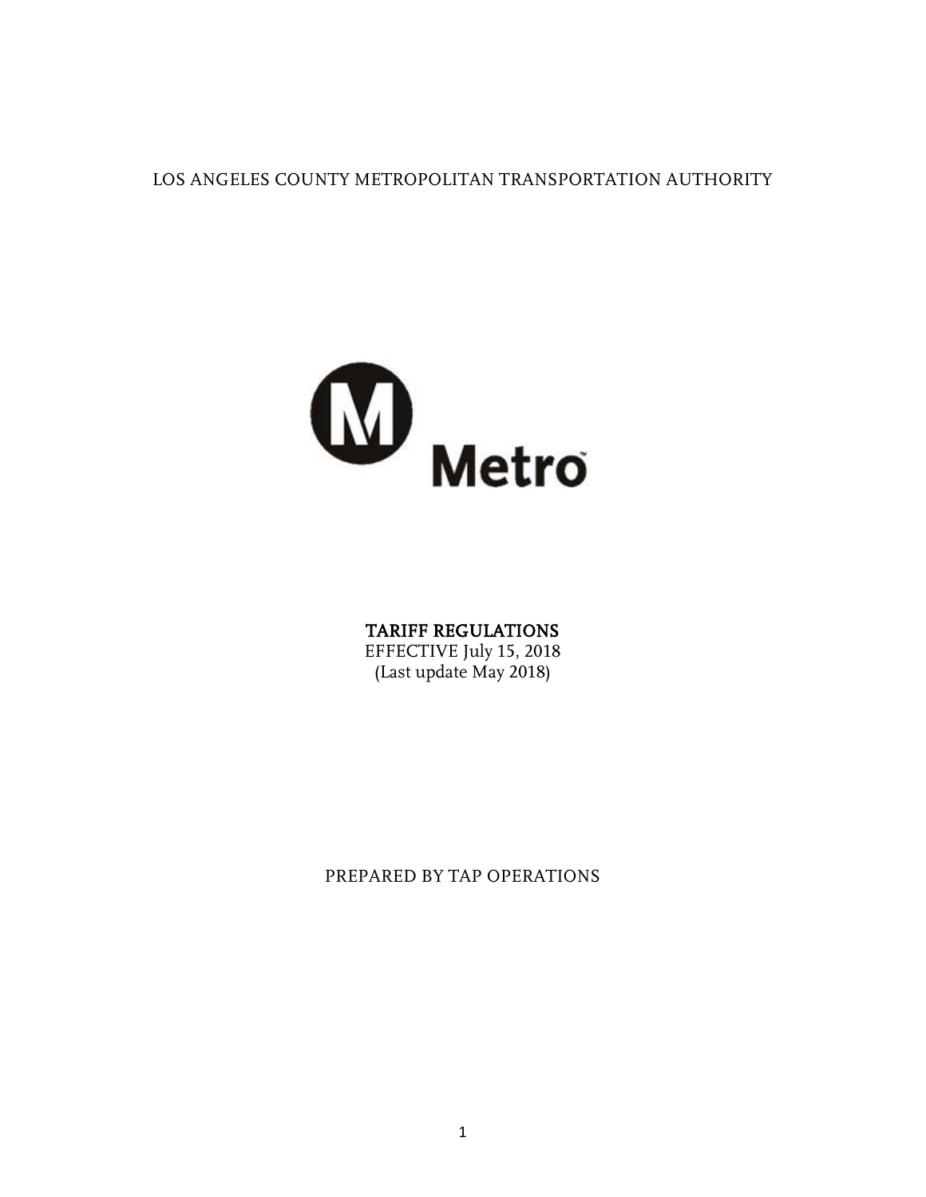LOS ANGELES COUNTY METROPOLITAN TRANSPORTATION AUTHORITY

Metro™

# TARIFF REGULATIONS

EFFECTIVE July 15, 2018
(Last update May 2018)

PREPARED BY TAP OPERATIONS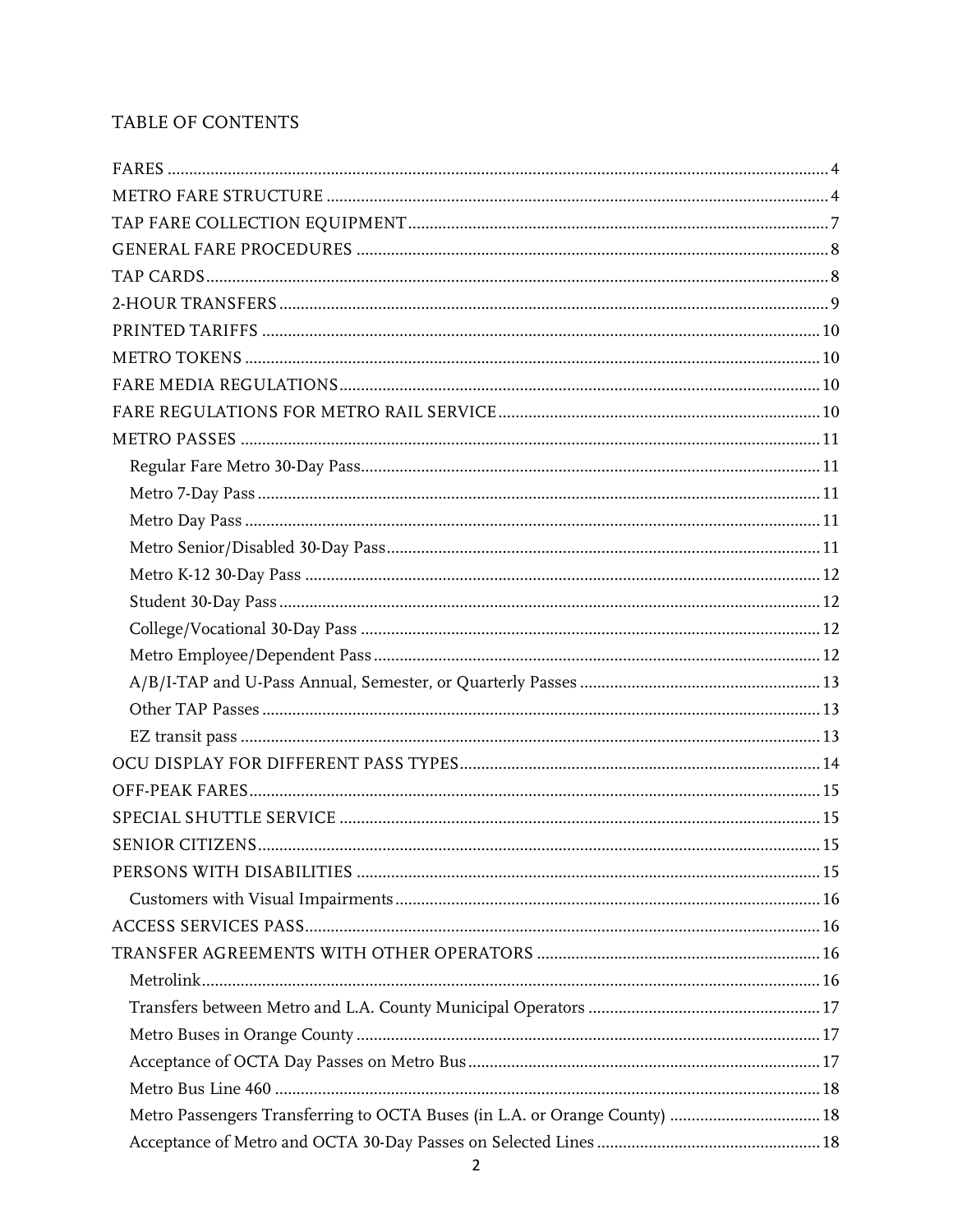## TABLE OF CONTENTS

- FARES ........ 4
- METRO FARE STRUCTURE ........ 4
- TAP FARE COLLECTION EQUIPMENT ........ 7
- GENERAL FARE PROCEDURES ........ 8
- TAP CARDS ........ 8
- 2-HOUR TRANSFERS ........ 9
- PRINTED TARIFFS ........ 10
- METRO TOKENS ........ 10
- FARE MEDIA REGULATIONS ........ 10
- FARE REGULATIONS FOR METRO RAIL SERVICE ........ 10
- METRO PASSES ........ 11
  - Regular Fare Metro 30-Day Pass ........ 11
  - Metro 7-Day Pass ........ 11
  - Metro Day Pass ........ 11
  - Metro Senior/Disabled 30-Day Pass ........ 11
  - Metro K-12 30-Day Pass ........ 12
  - Student 30-Day Pass ........ 12
  - College/Vocational 30-Day Pass ........ 12
  - Metro Employee/Dependent Pass ........ 12
  - A/B/I-TAP and U-Pass Annual, Semester, or Quarterly Passes ........ 13
  - Other TAP Passes ........ 13
  - EZ transit pass ........ 13
- OCU DISPLAY FOR DIFFERENT PASS TYPES ........ 14
- OFF-PEAK FARES ........ 15
- SPECIAL SHUTTLE SERVICE ........ 15
- SENIOR CITIZENS ........ 15
- PERSONS WITH DISABILITIES ........ 15
  - Customers with Visual Impairments ........ 16
- ACCESS SERVICES PASS ........ 16
- TRANSFER AGREEMENTS WITH OTHER OPERATORS ........ 16
  - Metrolink ........ 16
  - Transfers between Metro and L.A. County Municipal Operators ........ 17
  - Metro Buses in Orange County ........ 17
  - Acceptance of OCTA Day Passes on Metro Bus ........ 17
  - Metro Bus Line 460 ........ 18
  - Metro Passengers Transferring to OCTA Buses (in L.A. or Orange County) ........ 18
  - Acceptance of Metro and OCTA 30-Day Passes on Selected Lines ........ 18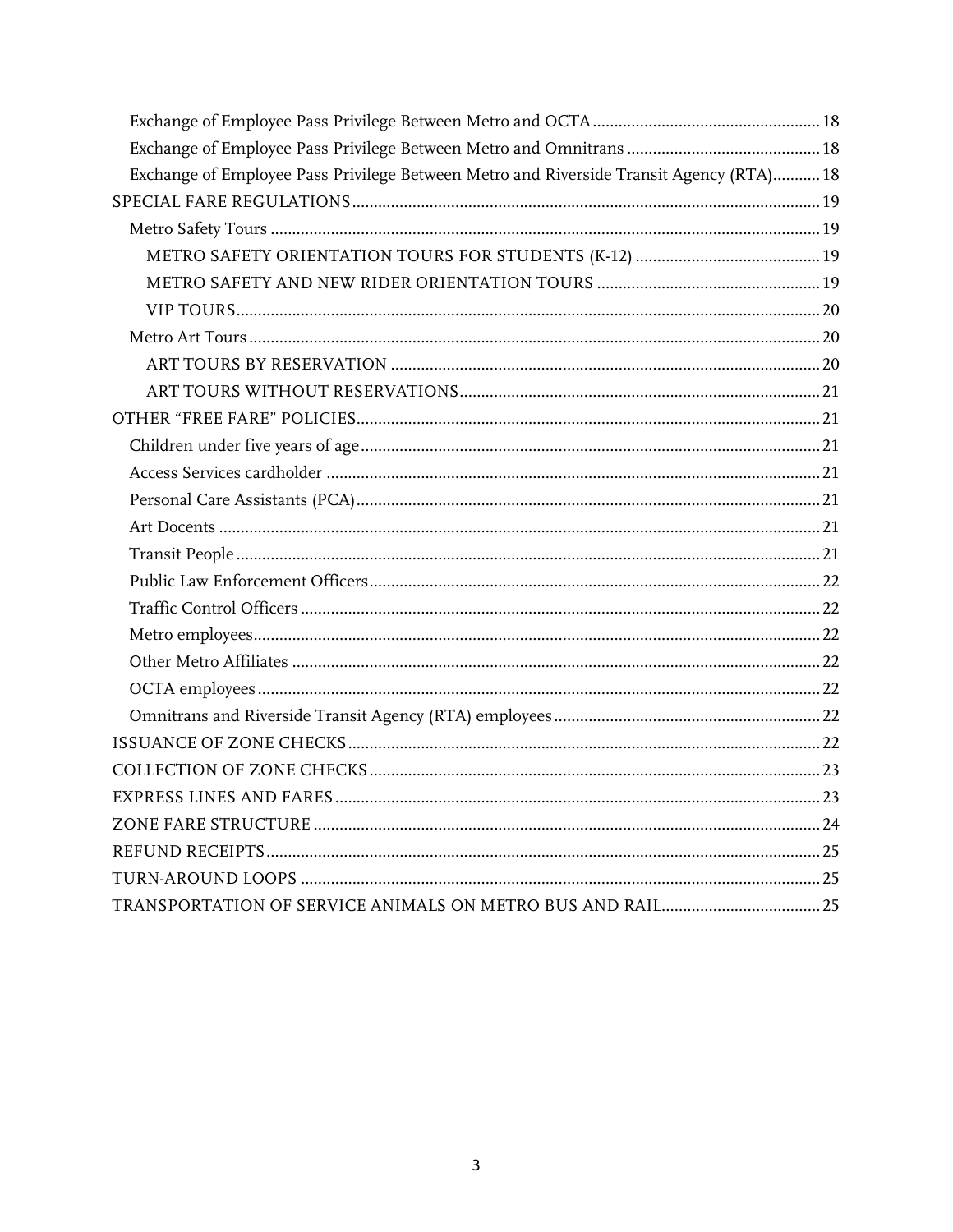Exchange of Employee Pass Privilege Between Metro and OCTA ..... 18

Exchange of Employee Pass Privilege Between Metro and Omnitrans ..... 18

Exchange of Employee Pass Privilege Between Metro and Riverside Transit Agency (RTA) ..... 18

SPECIAL FARE REGULATIONS ..... 19

Metro Safety Tours ..... 19

METRO SAFETY ORIENTATION TOURS FOR STUDENTS (K-12) ..... 19

METRO SAFETY AND NEW RIDER ORIENTATION TOURS ..... 19

VIP TOURS ..... 20

Metro Art Tours ..... 20

ART TOURS BY RESERVATION ..... 20

ART TOURS WITHOUT RESERVATIONS ..... 21

OTHER "FREE FARE" POLICIES ..... 21

Children under five years of age ..... 21

Access Services cardholder ..... 21

Personal Care Assistants (PCA) ..... 21

Art Docents ..... 21

Transit People ..... 21

Public Law Enforcement Officers ..... 22

Traffic Control Officers ..... 22

Metro employees ..... 22

Other Metro Affiliates ..... 22

OCTA employees ..... 22

Omnitrans and Riverside Transit Agency (RTA) employees ..... 22

ISSUANCE OF ZONE CHECKS ..... 22

COLLECTION OF ZONE CHECKS ..... 23

EXPRESS LINES AND FARES ..... 23

ZONE FARE STRUCTURE ..... 24

REFUND RECEIPTS ..... 25

TURN-AROUND LOOPS ..... 25

TRANSPORTATION OF SERVICE ANIMALS ON METRO BUS AND RAIL ..... 25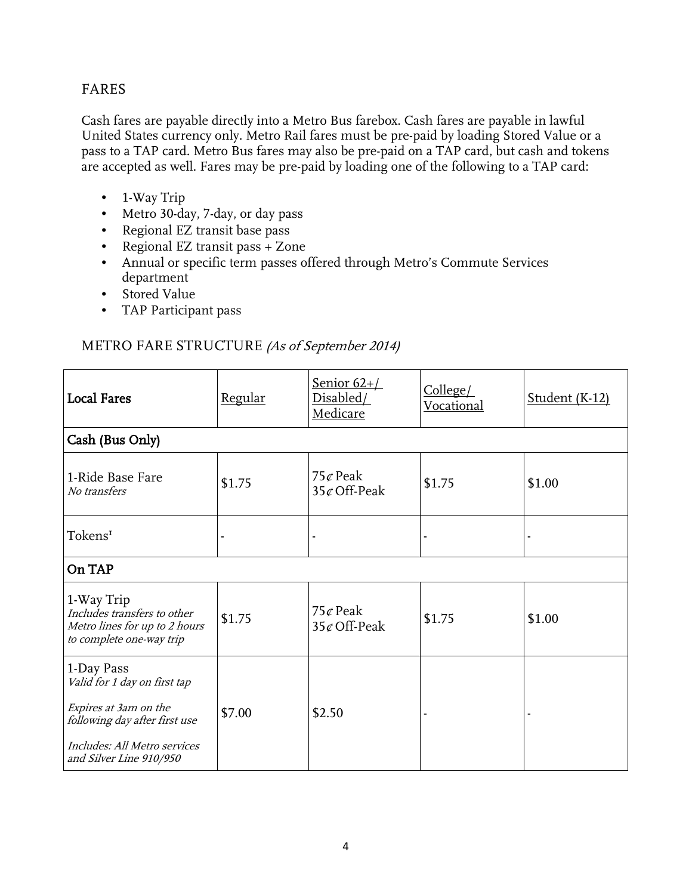## FARES

Cash fares are payable directly into a Metro Bus farebox. Cash fares are payable in lawful United States currency only. Metro Rail fares must be pre-paid by loading Stored Value or a pass to a TAP card. Metro Bus fares may also be pre-paid on a TAP card, but cash and tokens are accepted as well. Fares may be pre-paid by loading one of the following to a TAP card:

- 1-Way Trip
- Metro 30-day, 7-day, or day pass
- Regional EZ transit base pass
- Regional EZ transit pass + Zone
- Annual or specific term passes offered through Metro's Commute Services department
- Stored Value
- TAP Participant pass

## METRO FARE STRUCTURE *(As of September 2014)*

| **Local Fares** | Regular | Senior 62+/ Disabled/ Medicare | College/ Vocational | Student (K-12) |
|---|---|---|---|---|
| **Cash (Bus Only)** | | | | |
| 1-Ride Base Fare<br>*No transfers* | $1.75 | 75¢ Peak<br>35¢ Off-Peak | $1.75 | $1.00 |
| Tokens[1] | - | - | - | - |
| **On TAP** | | | | |
| 1-Way Trip<br>*Includes transfers to other Metro lines for up to 2 hours to complete one-way trip* | $1.75 | 75¢ Peak<br>35¢ Off-Peak | $1.75 | $1.00 |
| 1-Day Pass<br>*Valid for 1 day on first tap*<br>*Expires at 3am on the following day after first use*<br>*Includes: All Metro services and Silver Line 910/950* | $7.00 | $2.50 | - | - |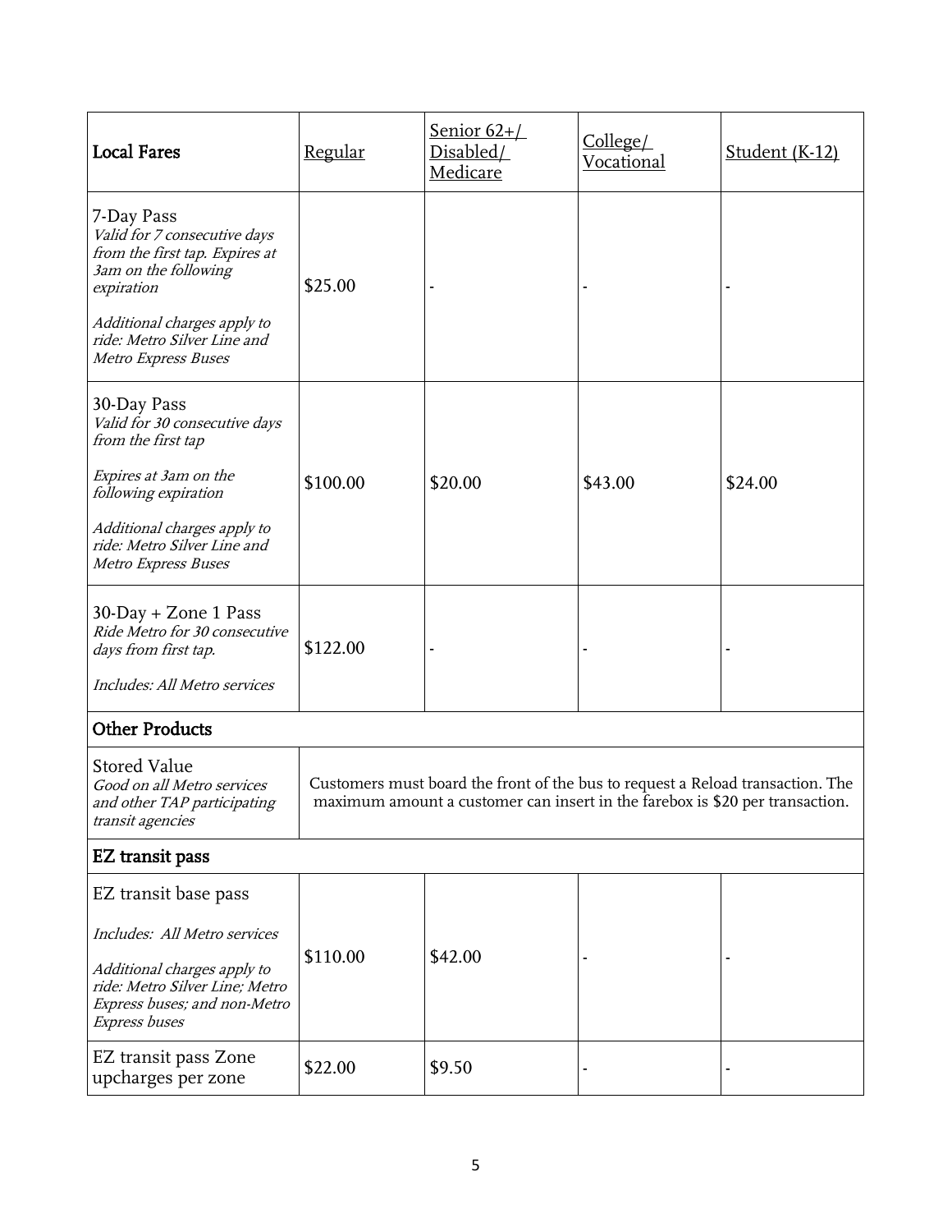| **Local Fares** | Regular | Senior 62+/ Disabled/ Medicare | College/ Vocational | Student (K-12) |
| --- | --- | --- | --- | --- |
| 7-Day Pass<br>*Valid for 7 consecutive days from the first tap. Expires at 3am on the following expiration*<br>*Additional charges apply to ride: Metro Silver Line and Metro Express Buses* | $25.00 | - | - | - |
| 30-Day Pass<br>*Valid for 30 consecutive days from the first tap*<br>*Expires at 3am on the following expiration*<br>*Additional charges apply to ride: Metro Silver Line and Metro Express Buses* | $100.00 | $20.00 | $43.00 | $24.00 |
| 30-Day + Zone 1 Pass<br>*Ride Metro for 30 consecutive days from first tap.*<br>*Includes: All Metro services* | $122.00 | - | - | - |
| **Other Products** | | | | |
| Stored Value<br>*Good on all Metro services and other TAP participating transit agencies* | Customers must board the front of the bus to request a Reload transaction. The maximum amount a customer can insert in the farebox is $20 per transaction. | | | |
| **EZ transit pass** | | | | |
| EZ transit base pass<br>*Includes: All Metro services*<br>*Additional charges apply to ride: Metro Silver Line; Metro Express buses; and non-Metro Express buses* | $110.00 | $42.00 | - | - |
| EZ transit pass Zone upcharges per zone | $22.00 | $9.50 | - | - |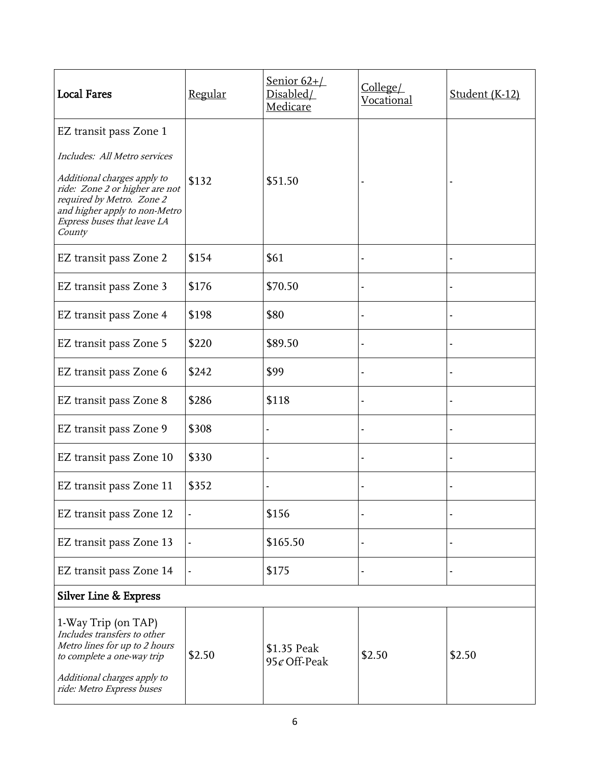| **Local Fares** | Regular | Senior 62+/ Disabled/ Medicare | College/ Vocational | Student (K-12) |
|---|---|---|---|---|
| EZ transit pass Zone 1<br><br>*Includes: All Metro services*<br><br>*Additional charges apply to ride: Zone 2 or higher are not required by Metro. Zone 2 and higher apply to non-Metro Express buses that leave LA County* | $132 | $51.50 | - | - |
| EZ transit pass Zone 2 | $154 | $61 | - | - |
| EZ transit pass Zone 3 | $176 | $70.50 | - | - |
| EZ transit pass Zone 4 | $198 | $80 | - | - |
| EZ transit pass Zone 5 | $220 | $89.50 | - | - |
| EZ transit pass Zone 6 | $242 | $99 | - | - |
| EZ transit pass Zone 8 | $286 | $118 | - | - |
| EZ transit pass Zone 9 | $308 | - | - | - |
| EZ transit pass Zone 10 | $330 | - | - | - |
| EZ transit pass Zone 11 | $352 | - | - | - |
| EZ transit pass Zone 12 | - | $156 | - | - |
| EZ transit pass Zone 13 | - | $165.50 | - | - |
| EZ transit pass Zone 14 | - | $175 | - | - |
| **Silver Line & Express** | | | | |
| 1-Way Trip (on TAP)<br>*Includes transfers to other Metro lines for up to 2 hours to complete a one-way trip*<br><br>*Additional charges apply to ride: Metro Express buses* | $2.50 | $1.35 Peak<br>95¢ Off-Peak | $2.50 | $2.50 |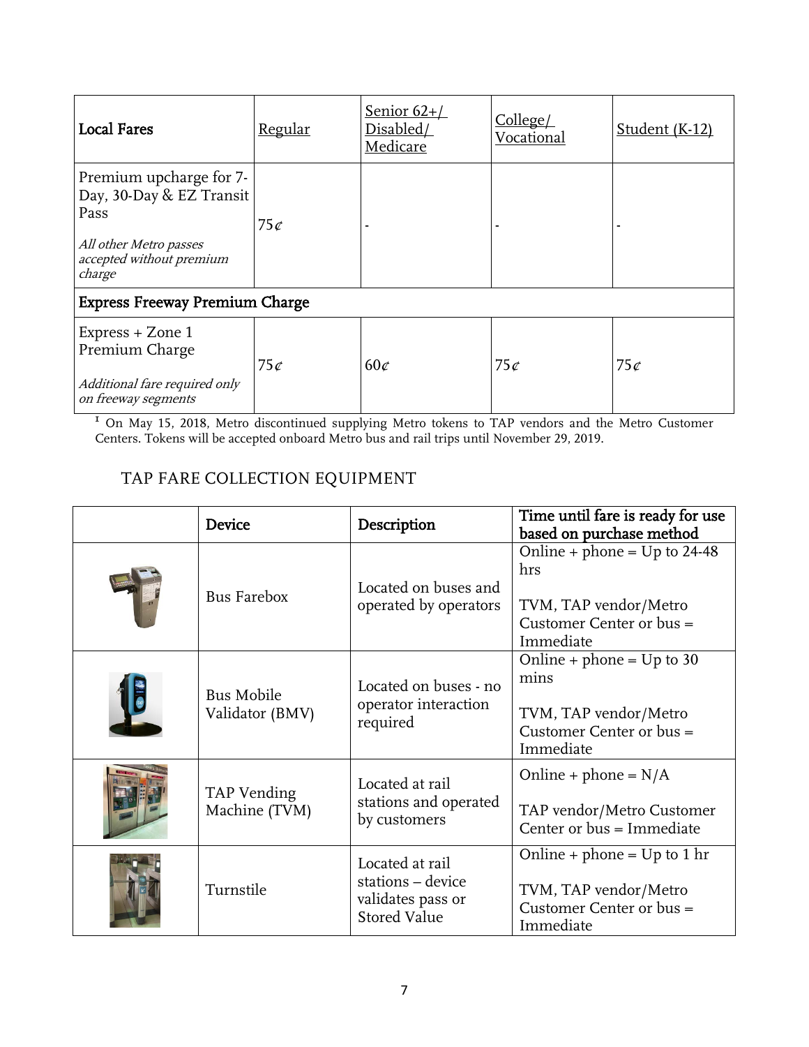| **Local Fares** | Regular | Senior 62+/ Disabled/ Medicare | College/ Vocational | Student (K-12) |
|---|---|---|---|---|
| Premium upcharge for 7-Day, 30-Day & EZ Transit Pass<br>*All other Metro passes accepted without premium charge* | 75¢ | - | - | - |
| **Express Freeway Premium Charge** | | | | |
| Express + Zone 1 Premium Charge<br>*Additional fare required only on freeway segments* | 75¢ | 60¢ | 75¢ | 75¢ |

[1] On May 15, 2018, Metro discontinued supplying Metro tokens to TAP vendors and the Metro Customer Centers. Tokens will be accepted onboard Metro bus and rail trips until November 29, 2019.

## TAP FARE COLLECTION EQUIPMENT

| | **Device** | **Description** | **Time until fare is ready for use based on purchase method** |
|---|---|---|---|
| | Bus Farebox | Located on buses and operated by operators | Online + phone = Up to 24-48 hrs<br><br>TVM, TAP vendor/Metro Customer Center or bus = Immediate |
| | Bus Mobile Validator (BMV) | Located on buses - no operator interaction required | Online + phone = Up to 30 mins<br><br>TVM, TAP vendor/Metro Customer Center or bus = Immediate |
| | TAP Vending Machine (TVM) | Located at rail stations and operated by customers | Online + phone = N/A<br><br>TAP vendor/Metro Customer Center or bus = Immediate |
| | Turnstile | Located at rail stations – device validates pass or Stored Value | Online + phone = Up to 1 hr<br><br>TVM, TAP vendor/Metro Customer Center or bus = Immediate |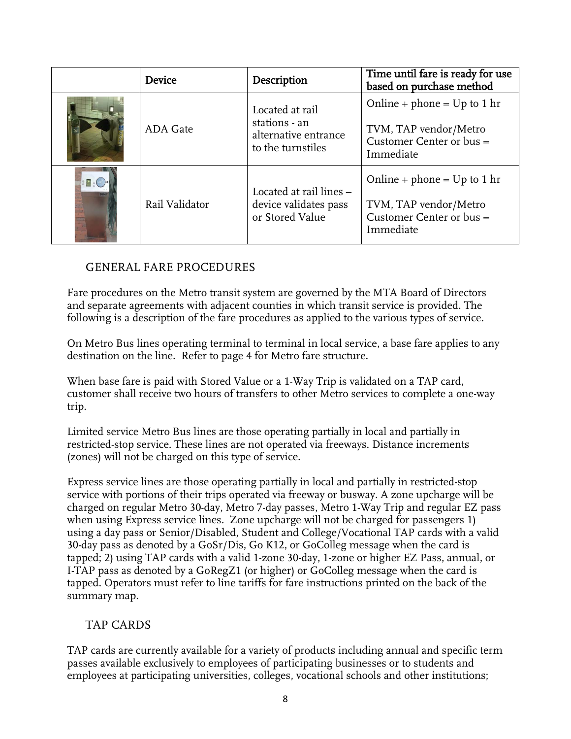| | Device | Description | Time until fare is ready for use based on purchase method |
|---|---|---|---|
| | ADA Gate | Located at rail stations - an alternative entrance to the turnstiles | Online + phone = Up to 1 hr<br><br>TVM, TAP vendor/Metro Customer Center or bus = Immediate |
| | Rail Validator | Located at rail lines – device validates pass or Stored Value | Online + phone = Up to 1 hr<br><br>TVM, TAP vendor/Metro Customer Center or bus = Immediate |

## GENERAL FARE PROCEDURES

Fare procedures on the Metro transit system are governed by the MTA Board of Directors and separate agreements with adjacent counties in which transit service is provided. The following is a description of the fare procedures as applied to the various types of service.

On Metro Bus lines operating terminal to terminal in local service, a base fare applies to any destination on the line. Refer to page 4 for Metro fare structure.

When base fare is paid with Stored Value or a 1-Way Trip is validated on a TAP card, customer shall receive two hours of transfers to other Metro services to complete a one-way trip.

Limited service Metro Bus lines are those operating partially in local and partially in restricted-stop service. These lines are not operated via freeways. Distance increments (zones) will not be charged on this type of service.

Express service lines are those operating partially in local and partially in restricted-stop service with portions of their trips operated via freeway or busway. A zone upcharge will be charged on regular Metro 30-day, Metro 7-day passes, Metro 1-Way Trip and regular EZ pass when using Express service lines. Zone upcharge will not be charged for passengers 1) using a day pass or Senior/Disabled, Student and College/Vocational TAP cards with a valid 30-day pass as denoted by a GoSr/Dis, Go K12, or GoColleg message when the card is tapped; 2) using TAP cards with a valid 1-zone 30-day, 1-zone or higher EZ Pass, annual, or I-TAP pass as denoted by a GoRegZ1 (or higher) or GoColleg message when the card is tapped. Operators must refer to line tariffs for fare instructions printed on the back of the summary map.

## TAP CARDS

TAP cards are currently available for a variety of products including annual and specific term passes available exclusively to employees of participating businesses or to students and employees at participating universities, colleges, vocational schools and other institutions;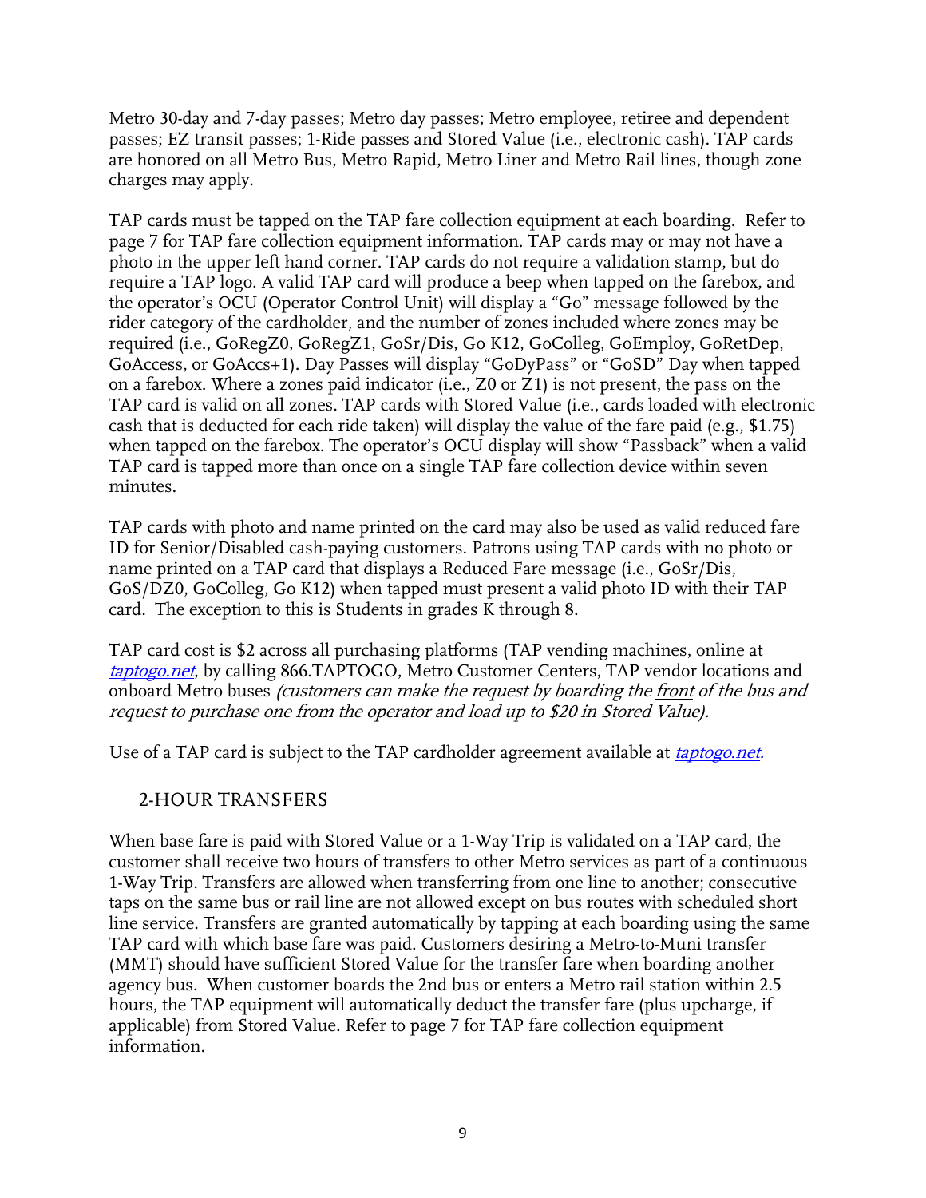Metro 30-day and 7-day passes; Metro day passes; Metro employee, retiree and dependent passes; EZ transit passes; 1-Ride passes and Stored Value (i.e., electronic cash). TAP cards are honored on all Metro Bus, Metro Rapid, Metro Liner and Metro Rail lines, though zone charges may apply.

TAP cards must be tapped on the TAP fare collection equipment at each boarding. Refer to page 7 for TAP fare collection equipment information. TAP cards may or may not have a photo in the upper left hand corner. TAP cards do not require a validation stamp, but do require a TAP logo. A valid TAP card will produce a beep when tapped on the farebox, and the operator's OCU (Operator Control Unit) will display a "Go" message followed by the rider category of the cardholder, and the number of zones included where zones may be required (i.e., GoRegZ0, GoRegZ1, GoSr/Dis, Go K12, GoColleg, GoEmploy, GoRetDep, GoAccess, or GoAccs+1). Day Passes will display "GoDyPass" or "GoSD" Day when tapped on a farebox. Where a zones paid indicator (i.e., Z0 or Z1) is not present, the pass on the TAP card is valid on all zones. TAP cards with Stored Value (i.e., cards loaded with electronic cash that is deducted for each ride taken) will display the value of the fare paid (e.g., $1.75) when tapped on the farebox. The operator's OCU display will show "Passback" when a valid TAP card is tapped more than once on a single TAP fare collection device within seven minutes.

TAP cards with photo and name printed on the card may also be used as valid reduced fare ID for Senior/Disabled cash-paying customers. Patrons using TAP cards with no photo or name printed on a TAP card that displays a Reduced Fare message (i.e., GoSr/Dis, GoS/DZ0, GoColleg, Go K12) when tapped must present a valid photo ID with their TAP card. The exception to this is Students in grades K through 8.

TAP card cost is $2 across all purchasing platforms (TAP vending machines, online at *taptogo.net*, by calling 866.TAPTOGO, Metro Customer Centers, TAP vendor locations and onboard Metro buses *(customers can make the request by boarding the front of the bus and request to purchase one from the operator and load up to $20 in Stored Value).*

Use of a TAP card is subject to the TAP cardholder agreement available at *taptogo.net*.

## 2-HOUR TRANSFERS

When base fare is paid with Stored Value or a 1-Way Trip is validated on a TAP card, the customer shall receive two hours of transfers to other Metro services as part of a continuous 1-Way Trip. Transfers are allowed when transferring from one line to another; consecutive taps on the same bus or rail line are not allowed except on bus routes with scheduled short line service. Transfers are granted automatically by tapping at each boarding using the same TAP card with which base fare was paid. Customers desiring a Metro-to-Muni transfer (MMT) should have sufficient Stored Value for the transfer fare when boarding another agency bus. When customer boards the 2nd bus or enters a Metro rail station within 2.5 hours, the TAP equipment will automatically deduct the transfer fare (plus upcharge, if applicable) from Stored Value. Refer to page 7 for TAP fare collection equipment information.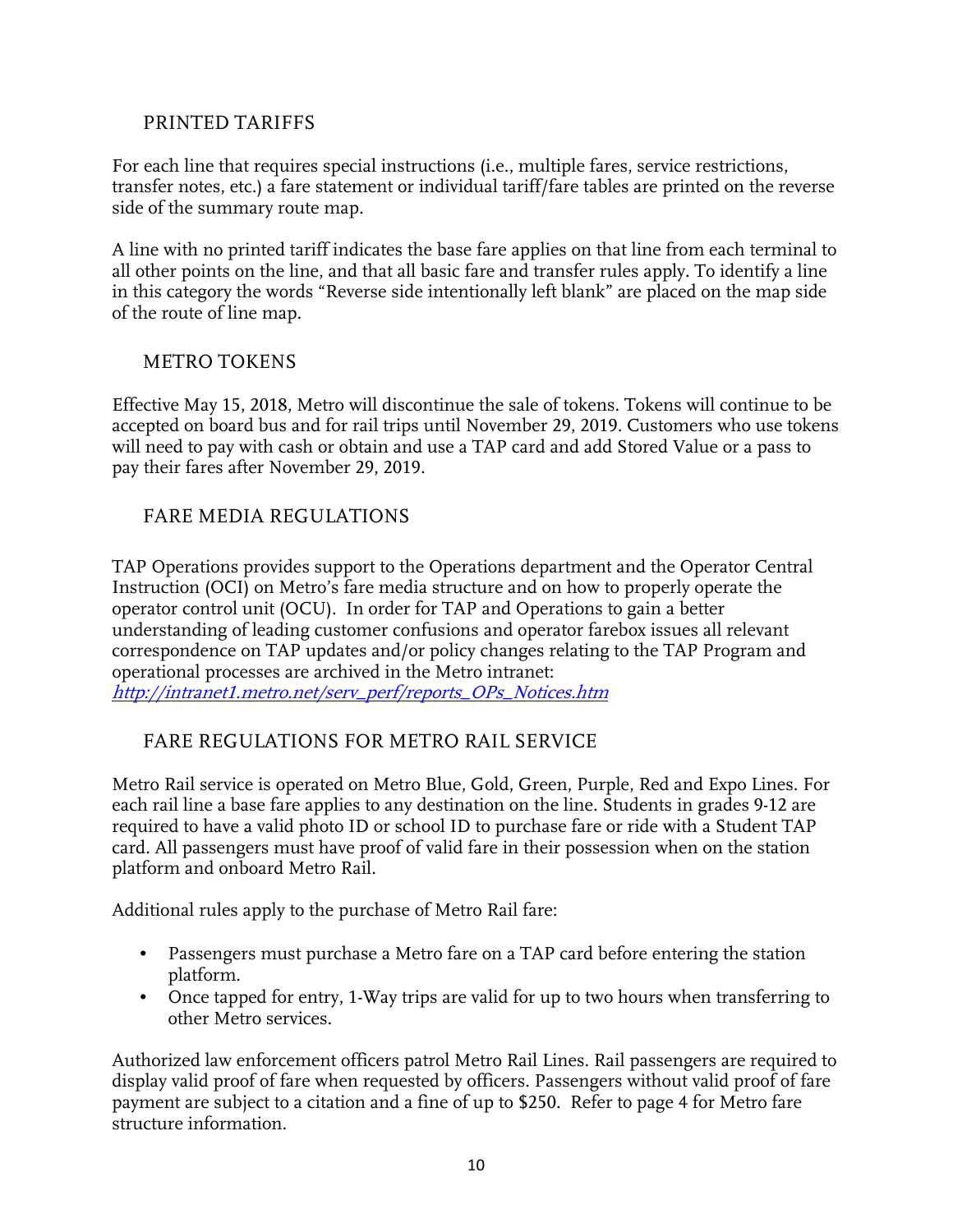## PRINTED TARIFFS

For each line that requires special instructions (i.e., multiple fares, service restrictions, transfer notes, etc.) a fare statement or individual tariff/fare tables are printed on the reverse side of the summary route map.

A line with no printed tariff indicates the base fare applies on that line from each terminal to all other points on the line, and that all basic fare and transfer rules apply. To identify a line in this category the words "Reverse side intentionally left blank" are placed on the map side of the route of line map.

## METRO TOKENS

Effective May 15, 2018, Metro will discontinue the sale of tokens. Tokens will continue to be accepted on board bus and for rail trips until November 29, 2019. Customers who use tokens will need to pay with cash or obtain and use a TAP card and add Stored Value or a pass to pay their fares after November 29, 2019.

## FARE MEDIA REGULATIONS

TAP Operations provides support to the Operations department and the Operator Central Instruction (OCI) on Metro's fare media structure and on how to properly operate the operator control unit (OCU). In order for TAP and Operations to gain a better understanding of leading customer confusions and operator farebox issues all relevant correspondence on TAP updates and/or policy changes relating to the TAP Program and operational processes are archived in the Metro intranet:
[http://intranet1.metro.net/serv_perf/reports_OPs_Notices.htm](http://intranet1.metro.net/serv_perf/reports_OPs_Notices.htm)

## FARE REGULATIONS FOR METRO RAIL SERVICE

Metro Rail service is operated on Metro Blue, Gold, Green, Purple, Red and Expo Lines. For each rail line a base fare applies to any destination on the line. Students in grades 9-12 are required to have a valid photo ID or school ID to purchase fare or ride with a Student TAP card. All passengers must have proof of valid fare in their possession when on the station platform and onboard Metro Rail.

Additional rules apply to the purchase of Metro Rail fare:

- Passengers must purchase a Metro fare on a TAP card before entering the station platform.
- Once tapped for entry, 1-Way trips are valid for up to two hours when transferring to other Metro services.

Authorized law enforcement officers patrol Metro Rail Lines. Rail passengers are required to display valid proof of fare when requested by officers. Passengers without valid proof of fare payment are subject to a citation and a fine of up to $250. Refer to page 4 for Metro fare structure information.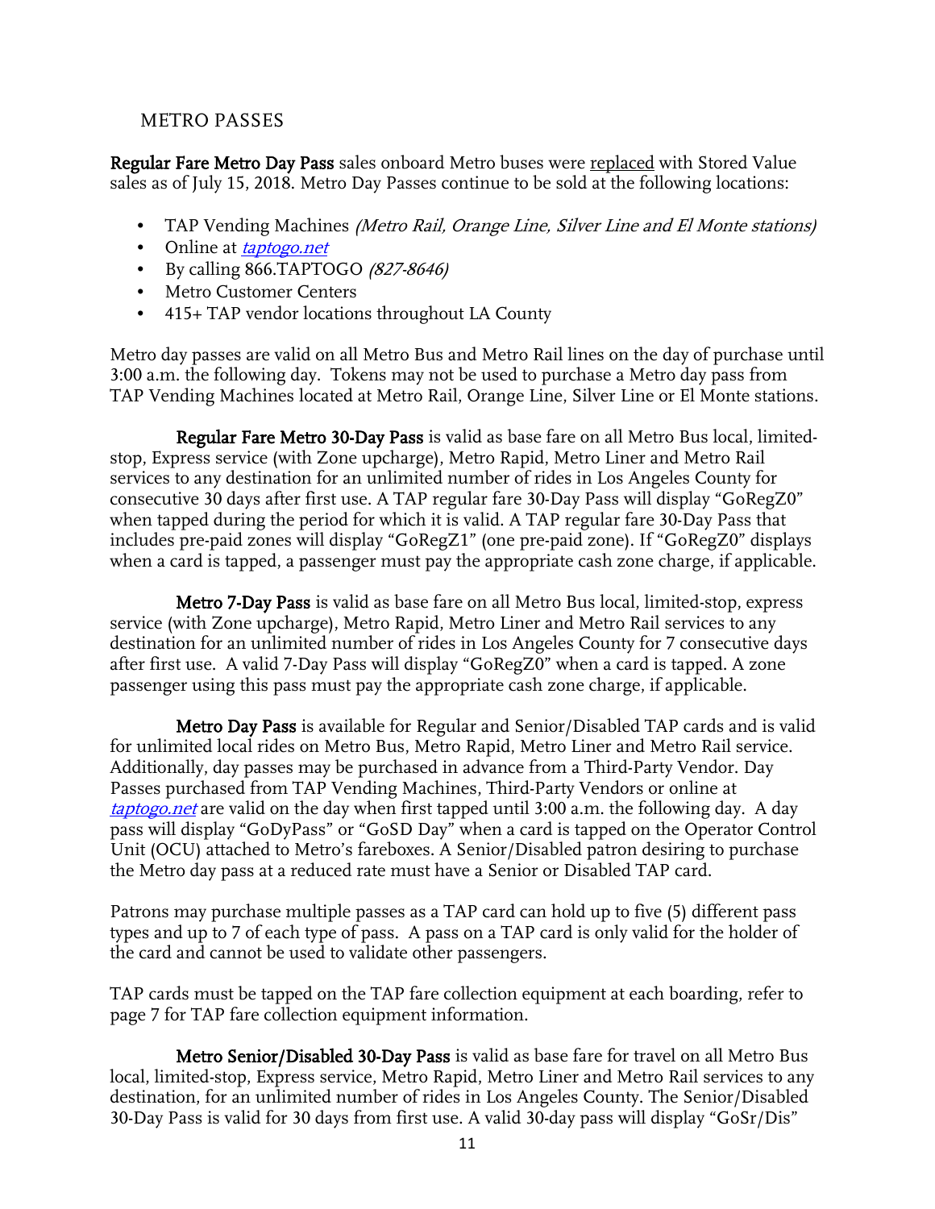## METRO PASSES

**Regular Fare Metro Day Pass** sales onboard Metro buses were replaced with Stored Value sales as of July 15, 2018. Metro Day Passes continue to be sold at the following locations:

- TAP Vending Machines *(Metro Rail, Orange Line, Silver Line and El Monte stations)*
- Online at *taptogo.net*
- By calling 866.TAPTOGO *(827-8646)*
- Metro Customer Centers
- 415+ TAP vendor locations throughout LA County

Metro day passes are valid on all Metro Bus and Metro Rail lines on the day of purchase until 3:00 a.m. the following day. Tokens may not be used to purchase a Metro day pass from TAP Vending Machines located at Metro Rail, Orange Line, Silver Line or El Monte stations.

**Regular Fare Metro 30-Day Pass** is valid as base fare on all Metro Bus local, limited-stop, Express service (with Zone upcharge), Metro Rapid, Metro Liner and Metro Rail services to any destination for an unlimited number of rides in Los Angeles County for consecutive 30 days after first use. A TAP regular fare 30-Day Pass will display "GoRegZ0" when tapped during the period for which it is valid. A TAP regular fare 30-Day Pass that includes pre-paid zones will display "GoRegZ1" (one pre-paid zone). If "GoRegZ0" displays when a card is tapped, a passenger must pay the appropriate cash zone charge, if applicable.

**Metro 7-Day Pass** is valid as base fare on all Metro Bus local, limited-stop, express service (with Zone upcharge), Metro Rapid, Metro Liner and Metro Rail services to any destination for an unlimited number of rides in Los Angeles County for 7 consecutive days after first use. A valid 7-Day Pass will display "GoRegZ0" when a card is tapped. A zone passenger using this pass must pay the appropriate cash zone charge, if applicable.

**Metro Day Pass** is available for Regular and Senior/Disabled TAP cards and is valid for unlimited local rides on Metro Bus, Metro Rapid, Metro Liner and Metro Rail service. Additionally, day passes may be purchased in advance from a Third-Party Vendor. Day Passes purchased from TAP Vending Machines, Third-Party Vendors or online at *taptogo.net* are valid on the day when first tapped until 3:00 a.m. the following day. A day pass will display "GoDyPass" or "GoSD Day" when a card is tapped on the Operator Control Unit (OCU) attached to Metro's fareboxes. A Senior/Disabled patron desiring to purchase the Metro day pass at a reduced rate must have a Senior or Disabled TAP card.

Patrons may purchase multiple passes as a TAP card can hold up to five (5) different pass types and up to 7 of each type of pass. A pass on a TAP card is only valid for the holder of the card and cannot be used to validate other passengers.

TAP cards must be tapped on the TAP fare collection equipment at each boarding, refer to page 7 for TAP fare collection equipment information.

**Metro Senior/Disabled 30-Day Pass** is valid as base fare for travel on all Metro Bus local, limited-stop, Express service, Metro Rapid, Metro Liner and Metro Rail services to any destination, for an unlimited number of rides in Los Angeles County. The Senior/Disabled 30-Day Pass is valid for 30 days from first use. A valid 30-day pass will display "GoSr/Dis"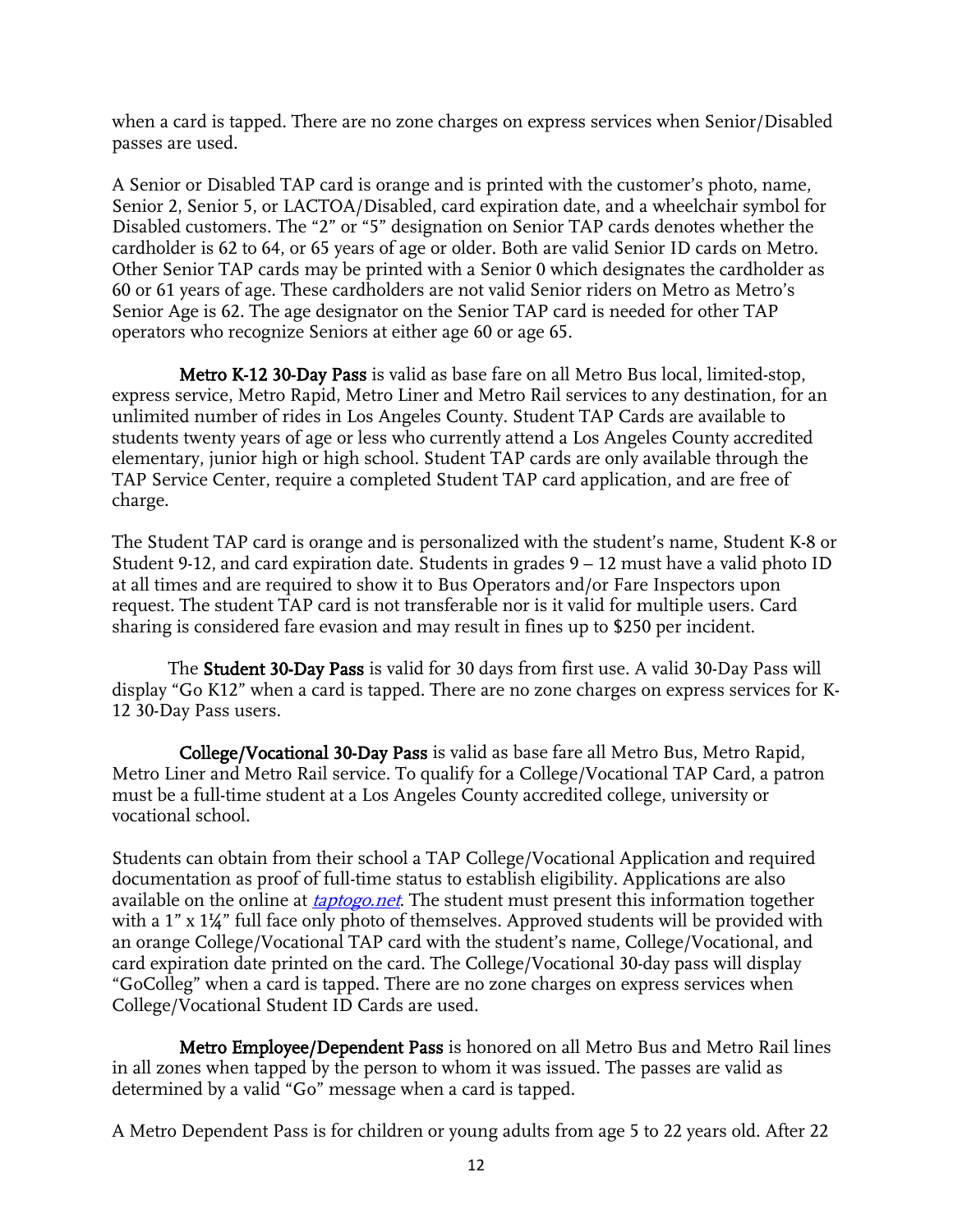when a card is tapped. There are no zone charges on express services when Senior/Disabled passes are used.

A Senior or Disabled TAP card is orange and is printed with the customer's photo, name, Senior 2, Senior 5, or LACTOA/Disabled, card expiration date, and a wheelchair symbol for Disabled customers. The "2" or "5" designation on Senior TAP cards denotes whether the cardholder is 62 to 64, or 65 years of age or older. Both are valid Senior ID cards on Metro. Other Senior TAP cards may be printed with a Senior 0 which designates the cardholder as 60 or 61 years of age. These cardholders are not valid Senior riders on Metro as Metro's Senior Age is 62. The age designator on the Senior TAP card is needed for other TAP operators who recognize Seniors at either age 60 or age 65.

**Metro K-12 30-Day Pass** is valid as base fare on all Metro Bus local, limited-stop, express service, Metro Rapid, Metro Liner and Metro Rail services to any destination, for an unlimited number of rides in Los Angeles County. Student TAP Cards are available to students twenty years of age or less who currently attend a Los Angeles County accredited elementary, junior high or high school. Student TAP cards are only available through the TAP Service Center, require a completed Student TAP card application, and are free of charge.

The Student TAP card is orange and is personalized with the student's name, Student K-8 or Student 9-12, and card expiration date. Students in grades 9 – 12 must have a valid photo ID at all times and are required to show it to Bus Operators and/or Fare Inspectors upon request. The student TAP card is not transferable nor is it valid for multiple users. Card sharing is considered fare evasion and may result in fines up to $250 per incident.

The **Student 30-Day Pass** is valid for 30 days from first use. A valid 30-Day Pass will display "Go K12" when a card is tapped. There are no zone charges on express services for K-12 30-Day Pass users.

**College/Vocational 30-Day Pass** is valid as base fare all Metro Bus, Metro Rapid, Metro Liner and Metro Rail service. To qualify for a College/Vocational TAP Card, a patron must be a full-time student at a Los Angeles County accredited college, university or vocational school.

Students can obtain from their school a TAP College/Vocational Application and required documentation as proof of full-time status to establish eligibility. Applications are also available on the online at *taptogo.net*. The student must present this information together with a 1" x 1¼" full face only photo of themselves. Approved students will be provided with an orange College/Vocational TAP card with the student's name, College/Vocational, and card expiration date printed on the card. The College/Vocational 30-day pass will display "GoColleg" when a card is tapped. There are no zone charges on express services when College/Vocational Student ID Cards are used.

**Metro Employee/Dependent Pass** is honored on all Metro Bus and Metro Rail lines in all zones when tapped by the person to whom it was issued. The passes are valid as determined by a valid "Go" message when a card is tapped.

A Metro Dependent Pass is for children or young adults from age 5 to 22 years old. After 22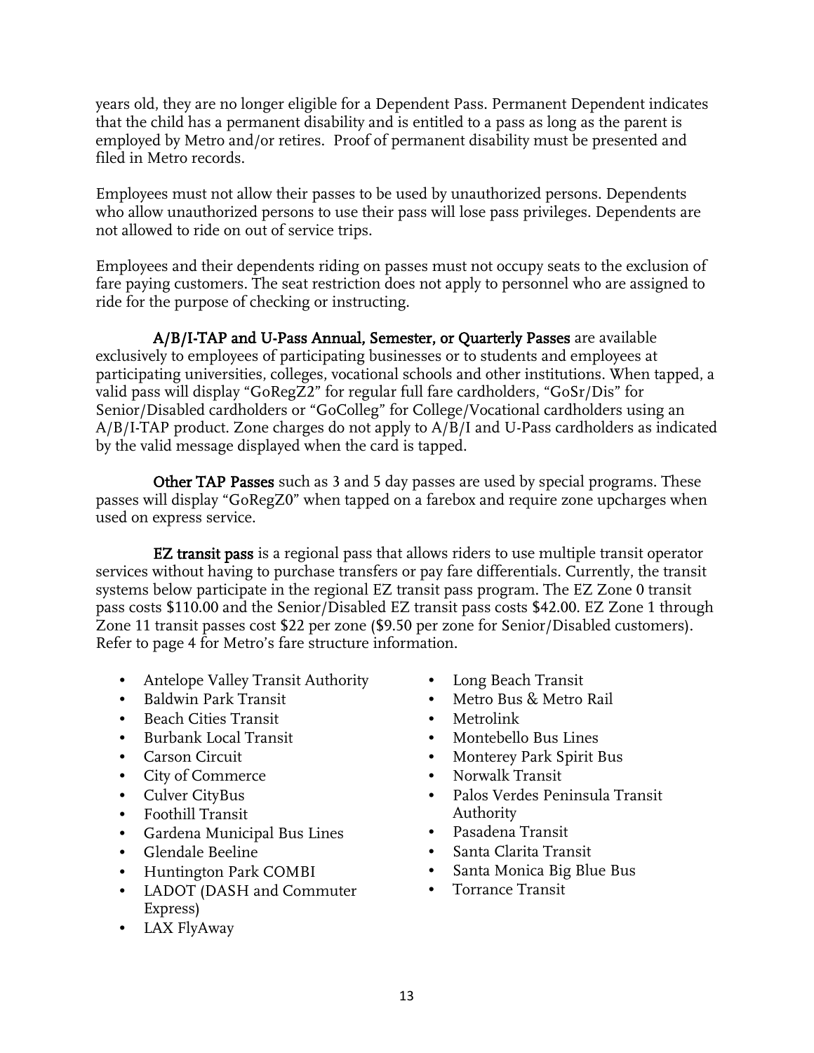years old, they are no longer eligible for a Dependent Pass. Permanent Dependent indicates that the child has a permanent disability and is entitled to a pass as long as the parent is employed by Metro and/or retires. Proof of permanent disability must be presented and filed in Metro records.

Employees must not allow their passes to be used by unauthorized persons. Dependents who allow unauthorized persons to use their pass will lose pass privileges. Dependents are not allowed to ride on out of service trips.

Employees and their dependents riding on passes must not occupy seats to the exclusion of fare paying customers. The seat restriction does not apply to personnel who are assigned to ride for the purpose of checking or instructing.

**A/B/I-TAP and U-Pass Annual, Semester, or Quarterly Passes** are available exclusively to employees of participating businesses or to students and employees at participating universities, colleges, vocational schools and other institutions. When tapped, a valid pass will display "GoRegZ2" for regular full fare cardholders, "GoSr/Dis" for Senior/Disabled cardholders or "GoColleg" for College/Vocational cardholders using an A/B/I-TAP product. Zone charges do not apply to A/B/I and U-Pass cardholders as indicated by the valid message displayed when the card is tapped.

**Other TAP Passes** such as 3 and 5 day passes are used by special programs. These passes will display "GoRegZ0" when tapped on a farebox and require zone upcharges when used on express service.

**EZ transit pass** is a regional pass that allows riders to use multiple transit operator services without having to purchase transfers or pay fare differentials. Currently, the transit systems below participate in the regional EZ transit pass program. The EZ Zone 0 transit pass costs $110.00 and the Senior/Disabled EZ transit pass costs $42.00. EZ Zone 1 through Zone 11 transit passes cost $22 per zone ($9.50 per zone for Senior/Disabled customers). Refer to page 4 for Metro's fare structure information.

- Antelope Valley Transit Authority
- Baldwin Park Transit
- Beach Cities Transit
- Burbank Local Transit
- Carson Circuit
- City of Commerce
- Culver CityBus
- Foothill Transit
- Gardena Municipal Bus Lines
- Glendale Beeline
- Huntington Park COMBI
- LADOT (DASH and Commuter Express)
- LAX FlyAway
- Long Beach Transit
- Metro Bus & Metro Rail
- Metrolink
- Montebello Bus Lines
- Monterey Park Spirit Bus
- Norwalk Transit
- Palos Verdes Peninsula Transit Authority
- Pasadena Transit
- Santa Clarita Transit
- Santa Monica Big Blue Bus
- Torrance Transit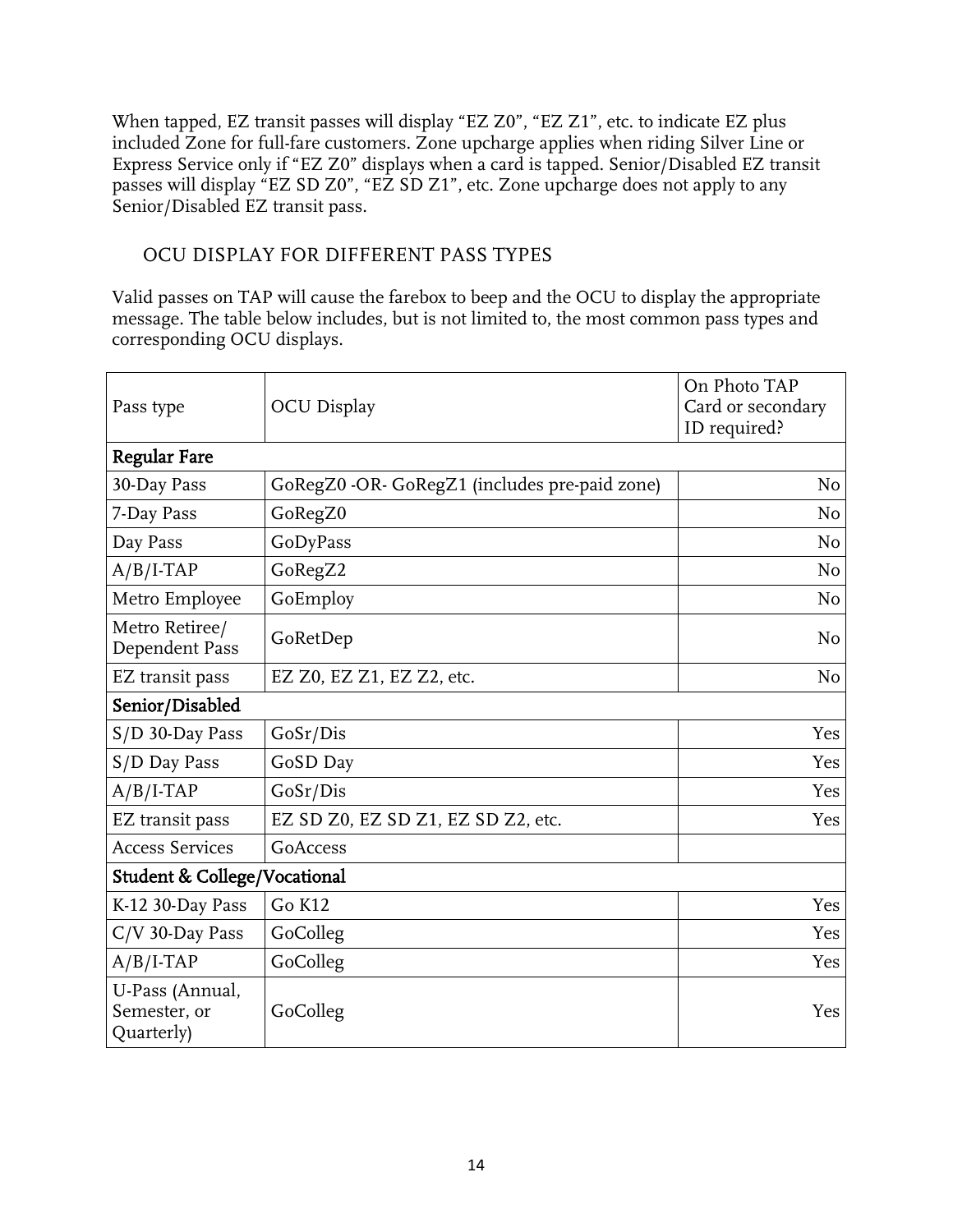When tapped, EZ transit passes will display "EZ Z0", "EZ Z1", etc. to indicate EZ plus included Zone for full-fare customers. Zone upcharge applies when riding Silver Line or Express Service only if "EZ Z0" displays when a card is tapped. Senior/Disabled EZ transit passes will display "EZ SD Z0", "EZ SD Z1", etc. Zone upcharge does not apply to any Senior/Disabled EZ transit pass.

## OCU DISPLAY FOR DIFFERENT PASS TYPES

Valid passes on TAP will cause the farebox to beep and the OCU to display the appropriate message. The table below includes, but is not limited to, the most common pass types and corresponding OCU displays.

| Pass type | OCU Display | On Photo TAP Card or secondary ID required? |
|---|---|---|
| **Regular Fare** | | |
| 30-Day Pass | GoRegZ0 -OR- GoRegZ1 (includes pre-paid zone) | No |
| 7-Day Pass | GoRegZ0 | No |
| Day Pass | GoDyPass | No |
| A/B/I-TAP | GoRegZ2 | No |
| Metro Employee | GoEmploy | No |
| Metro Retiree/ Dependent Pass | GoRetDep | No |
| EZ transit pass | EZ Z0, EZ Z1, EZ Z2, etc. | No |
| **Senior/Disabled** | | |
| S/D 30-Day Pass | GoSr/Dis | Yes |
| S/D Day Pass | GoSD Day | Yes |
| A/B/I-TAP | GoSr/Dis | Yes |
| EZ transit pass | EZ SD Z0, EZ SD Z1, EZ SD Z2, etc. | Yes |
| Access Services | GoAccess | |
| **Student & College/Vocational** | | |
| K-12 30-Day Pass | Go K12 | Yes |
| C/V 30-Day Pass | GoColleg | Yes |
| A/B/I-TAP | GoColleg | Yes |
| U-Pass (Annual, Semester, or Quarterly) | GoColleg | Yes |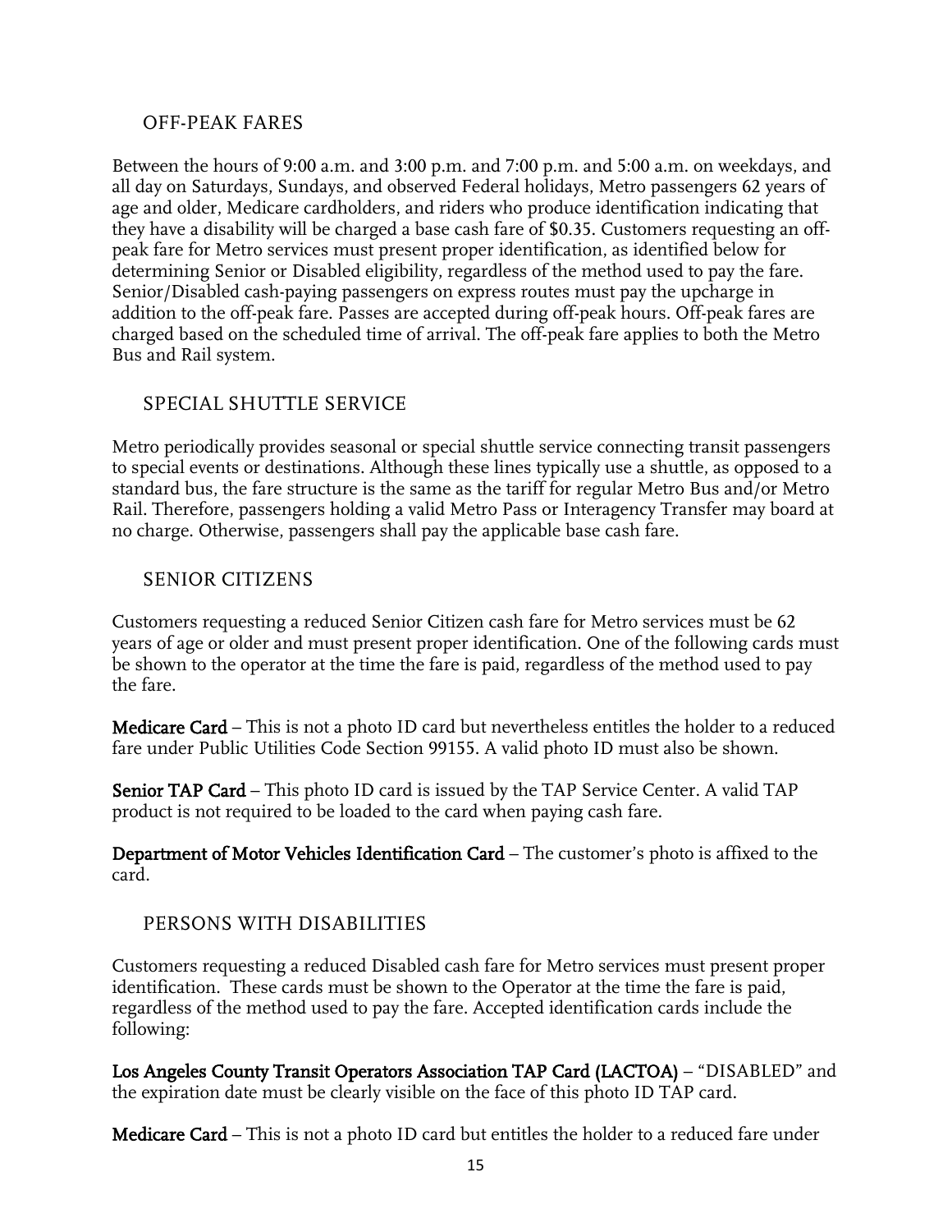## OFF-PEAK FARES

Between the hours of 9:00 a.m. and 3:00 p.m. and 7:00 p.m. and 5:00 a.m. on weekdays, and all day on Saturdays, Sundays, and observed Federal holidays, Metro passengers 62 years of age and older, Medicare cardholders, and riders who produce identification indicating that they have a disability will be charged a base cash fare of $0.35. Customers requesting an off-peak fare for Metro services must present proper identification, as identified below for determining Senior or Disabled eligibility, regardless of the method used to pay the fare. Senior/Disabled cash-paying passengers on express routes must pay the upcharge in addition to the off-peak fare. Passes are accepted during off-peak hours. Off-peak fares are charged based on the scheduled time of arrival. The off-peak fare applies to both the Metro Bus and Rail system.

## SPECIAL SHUTTLE SERVICE

Metro periodically provides seasonal or special shuttle service connecting transit passengers to special events or destinations. Although these lines typically use a shuttle, as opposed to a standard bus, the fare structure is the same as the tariff for regular Metro Bus and/or Metro Rail. Therefore, passengers holding a valid Metro Pass or Interagency Transfer may board at no charge. Otherwise, passengers shall pay the applicable base cash fare.

## SENIOR CITIZENS

Customers requesting a reduced Senior Citizen cash fare for Metro services must be 62 years of age or older and must present proper identification. One of the following cards must be shown to the operator at the time the fare is paid, regardless of the method used to pay the fare.

**Medicare Card** – This is not a photo ID card but nevertheless entitles the holder to a reduced fare under Public Utilities Code Section 99155. A valid photo ID must also be shown.

**Senior TAP Card** – This photo ID card is issued by the TAP Service Center. A valid TAP product is not required to be loaded to the card when paying cash fare.

**Department of Motor Vehicles Identification Card** – The customer's photo is affixed to the card.

## PERSONS WITH DISABILITIES

Customers requesting a reduced Disabled cash fare for Metro services must present proper identification. These cards must be shown to the Operator at the time the fare is paid, regardless of the method used to pay the fare. Accepted identification cards include the following:

**Los Angeles County Transit Operators Association TAP Card (LACTOA)** – "DISABLED" and the expiration date must be clearly visible on the face of this photo ID TAP card.

**Medicare Card** – This is not a photo ID card but entitles the holder to a reduced fare under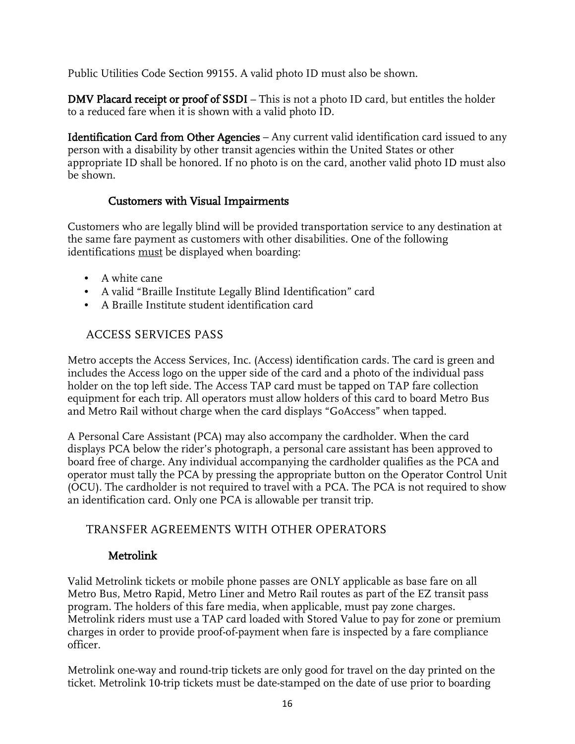Public Utilities Code Section 99155. A valid photo ID must also be shown.

**DMV Placard receipt or proof of SSDI** – This is not a photo ID card, but entitles the holder to a reduced fare when it is shown with a valid photo ID.

**Identification Card from Other Agencies** – Any current valid identification card issued to any person with a disability by other transit agencies within the United States or other appropriate ID shall be honored. If no photo is on the card, another valid photo ID must also be shown.

### Customers with Visual Impairments

Customers who are legally blind will be provided transportation service to any destination at the same fare payment as customers with other disabilities. One of the following identifications must be displayed when boarding:

- A white cane
- A valid "Braille Institute Legally Blind Identification" card
- A Braille Institute student identification card

## ACCESS SERVICES PASS

Metro accepts the Access Services, Inc. (Access) identification cards. The card is green and includes the Access logo on the upper side of the card and a photo of the individual pass holder on the top left side. The Access TAP card must be tapped on TAP fare collection equipment for each trip. All operators must allow holders of this card to board Metro Bus and Metro Rail without charge when the card displays "GoAccess" when tapped.

A Personal Care Assistant (PCA) may also accompany the cardholder. When the card displays PCA below the rider's photograph, a personal care assistant has been approved to board free of charge. Any individual accompanying the cardholder qualifies as the PCA and operator must tally the PCA by pressing the appropriate button on the Operator Control Unit (OCU). The cardholder is not required to travel with a PCA. The PCA is not required to show an identification card. Only one PCA is allowable per transit trip.

## TRANSFER AGREEMENTS WITH OTHER OPERATORS

### Metrolink

Valid Metrolink tickets or mobile phone passes are ONLY applicable as base fare on all Metro Bus, Metro Rapid, Metro Liner and Metro Rail routes as part of the EZ transit pass program. The holders of this fare media, when applicable, must pay zone charges. Metrolink riders must use a TAP card loaded with Stored Value to pay for zone or premium charges in order to provide proof-of-payment when fare is inspected by a fare compliance officer.

Metrolink one-way and round-trip tickets are only good for travel on the day printed on the ticket. Metrolink 10-trip tickets must be date-stamped on the date of use prior to boarding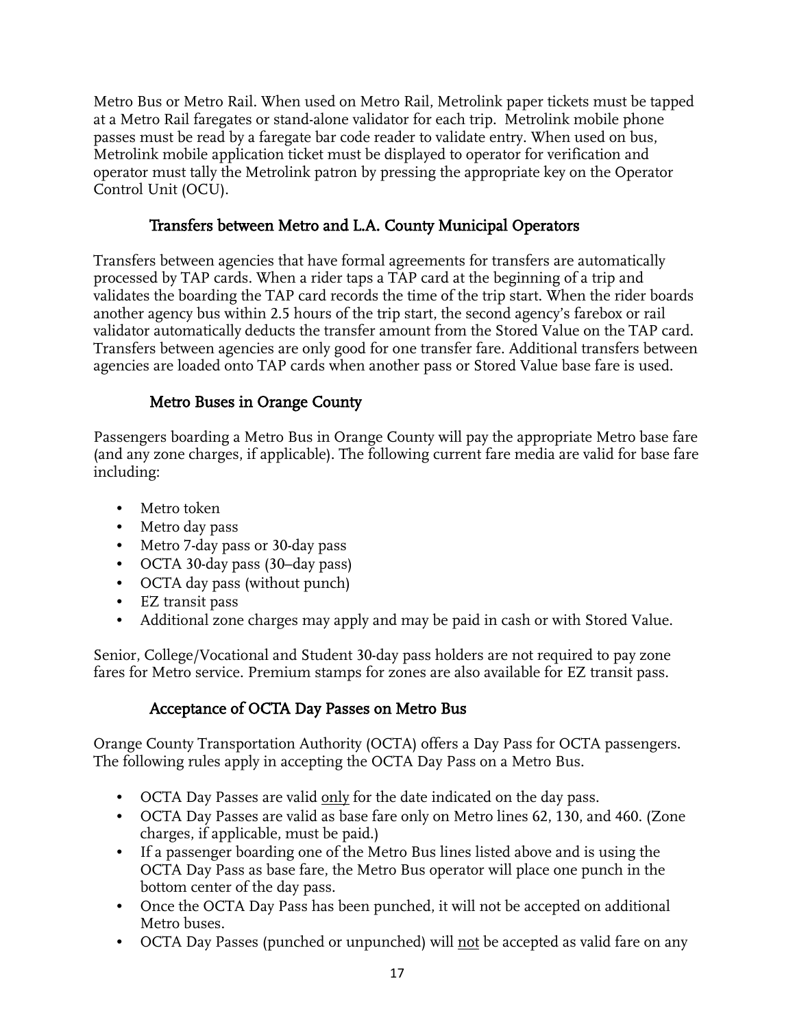Metro Bus or Metro Rail. When used on Metro Rail, Metrolink paper tickets must be tapped at a Metro Rail faregates or stand-alone validator for each trip. Metrolink mobile phone passes must be read by a faregate bar code reader to validate entry. When used on bus, Metrolink mobile application ticket must be displayed to operator for verification and operator must tally the Metrolink patron by pressing the appropriate key on the Operator Control Unit (OCU).

### Transfers between Metro and L.A. County Municipal Operators

Transfers between agencies that have formal agreements for transfers are automatically processed by TAP cards. When a rider taps a TAP card at the beginning of a trip and validates the boarding the TAP card records the time of the trip start. When the rider boards another agency bus within 2.5 hours of the trip start, the second agency's farebox or rail validator automatically deducts the transfer amount from the Stored Value on the TAP card. Transfers between agencies are only good for one transfer fare. Additional transfers between agencies are loaded onto TAP cards when another pass or Stored Value base fare is used.

### Metro Buses in Orange County

Passengers boarding a Metro Bus in Orange County will pay the appropriate Metro base fare (and any zone charges, if applicable). The following current fare media are valid for base fare including:

- Metro token
- Metro day pass
- Metro 7-day pass or 30-day pass
- OCTA 30-day pass (30–day pass)
- OCTA day pass (without punch)
- EZ transit pass
- Additional zone charges may apply and may be paid in cash or with Stored Value.

Senior, College/Vocational and Student 30-day pass holders are not required to pay zone fares for Metro service. Premium stamps for zones are also available for EZ transit pass.

### Acceptance of OCTA Day Passes on Metro Bus

Orange County Transportation Authority (OCTA) offers a Day Pass for OCTA passengers. The following rules apply in accepting the OCTA Day Pass on a Metro Bus.

- OCTA Day Passes are valid <u>only</u> for the date indicated on the day pass.
- OCTA Day Passes are valid as base fare only on Metro lines 62, 130, and 460. (Zone charges, if applicable, must be paid.)
- If a passenger boarding one of the Metro Bus lines listed above and is using the OCTA Day Pass as base fare, the Metro Bus operator will place one punch in the bottom center of the day pass.
- Once the OCTA Day Pass has been punched, it will not be accepted on additional Metro buses.
- OCTA Day Passes (punched or unpunched) will <u>not</u> be accepted as valid fare on any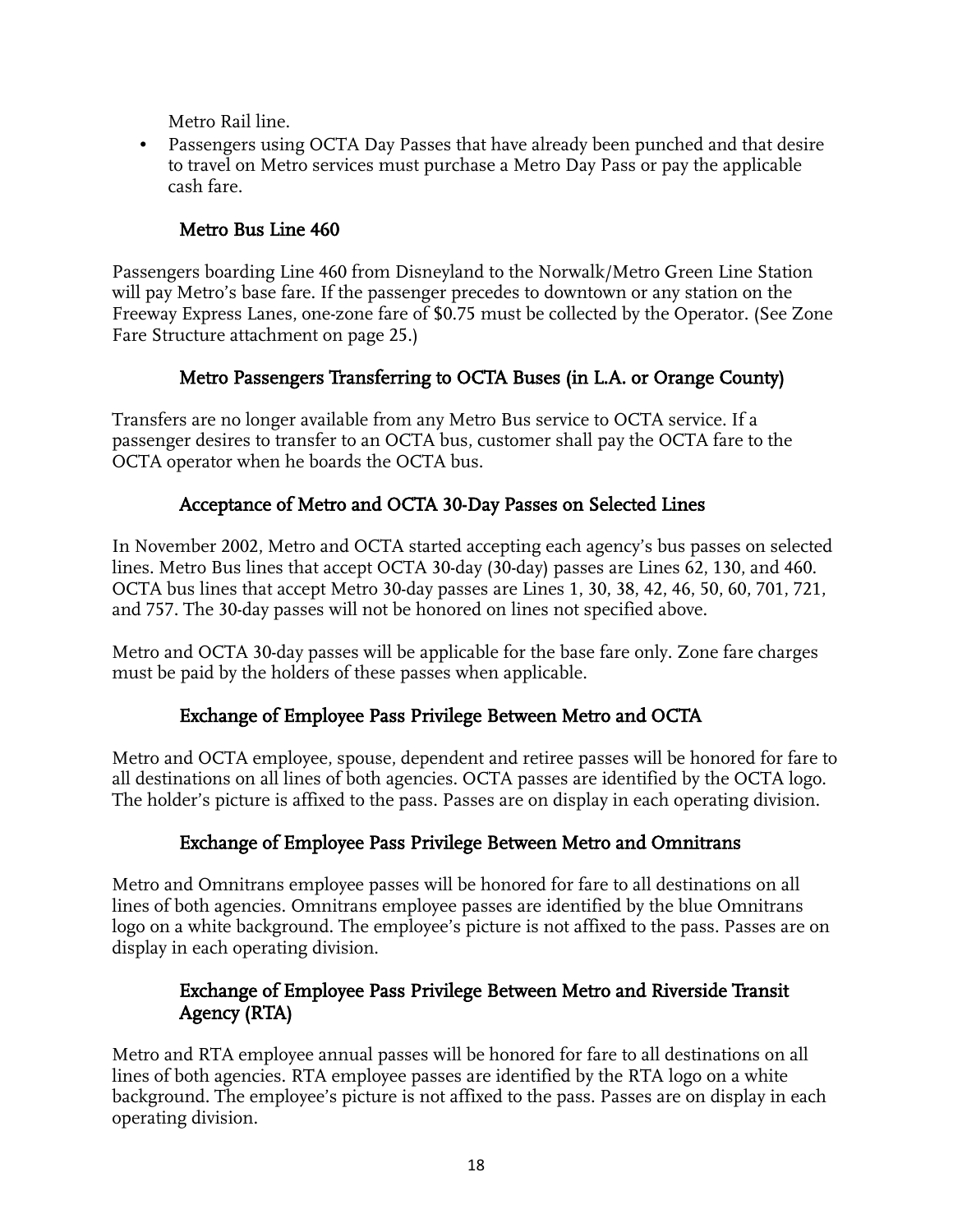Metro Rail line.

- Passengers using OCTA Day Passes that have already been punched and that desire to travel on Metro services must purchase a Metro Day Pass or pay the applicable cash fare.

### Metro Bus Line 460

Passengers boarding Line 460 from Disneyland to the Norwalk/Metro Green Line Station will pay Metro's base fare. If the passenger precedes to downtown or any station on the Freeway Express Lanes, one-zone fare of $0.75 must be collected by the Operator. (See Zone Fare Structure attachment on page 25.)

### Metro Passengers Transferring to OCTA Buses (in L.A. or Orange County)

Transfers are no longer available from any Metro Bus service to OCTA service. If a passenger desires to transfer to an OCTA bus, customer shall pay the OCTA fare to the OCTA operator when he boards the OCTA bus.

### Acceptance of Metro and OCTA 30-Day Passes on Selected Lines

In November 2002, Metro and OCTA started accepting each agency's bus passes on selected lines. Metro Bus lines that accept OCTA 30-day (30-day) passes are Lines 62, 130, and 460. OCTA bus lines that accept Metro 30-day passes are Lines 1, 30, 38, 42, 46, 50, 60, 701, 721, and 757. The 30-day passes will not be honored on lines not specified above.

Metro and OCTA 30-day passes will be applicable for the base fare only. Zone fare charges must be paid by the holders of these passes when applicable.

### Exchange of Employee Pass Privilege Between Metro and OCTA

Metro and OCTA employee, spouse, dependent and retiree passes will be honored for fare to all destinations on all lines of both agencies. OCTA passes are identified by the OCTA logo. The holder's picture is affixed to the pass. Passes are on display in each operating division.

### Exchange of Employee Pass Privilege Between Metro and Omnitrans

Metro and Omnitrans employee passes will be honored for fare to all destinations on all lines of both agencies. Omnitrans employee passes are identified by the blue Omnitrans logo on a white background. The employee's picture is not affixed to the pass. Passes are on display in each operating division.

### Exchange of Employee Pass Privilege Between Metro and Riverside Transit Agency (RTA)

Metro and RTA employee annual passes will be honored for fare to all destinations on all lines of both agencies. RTA employee passes are identified by the RTA logo on a white background. The employee's picture is not affixed to the pass. Passes are on display in each operating division.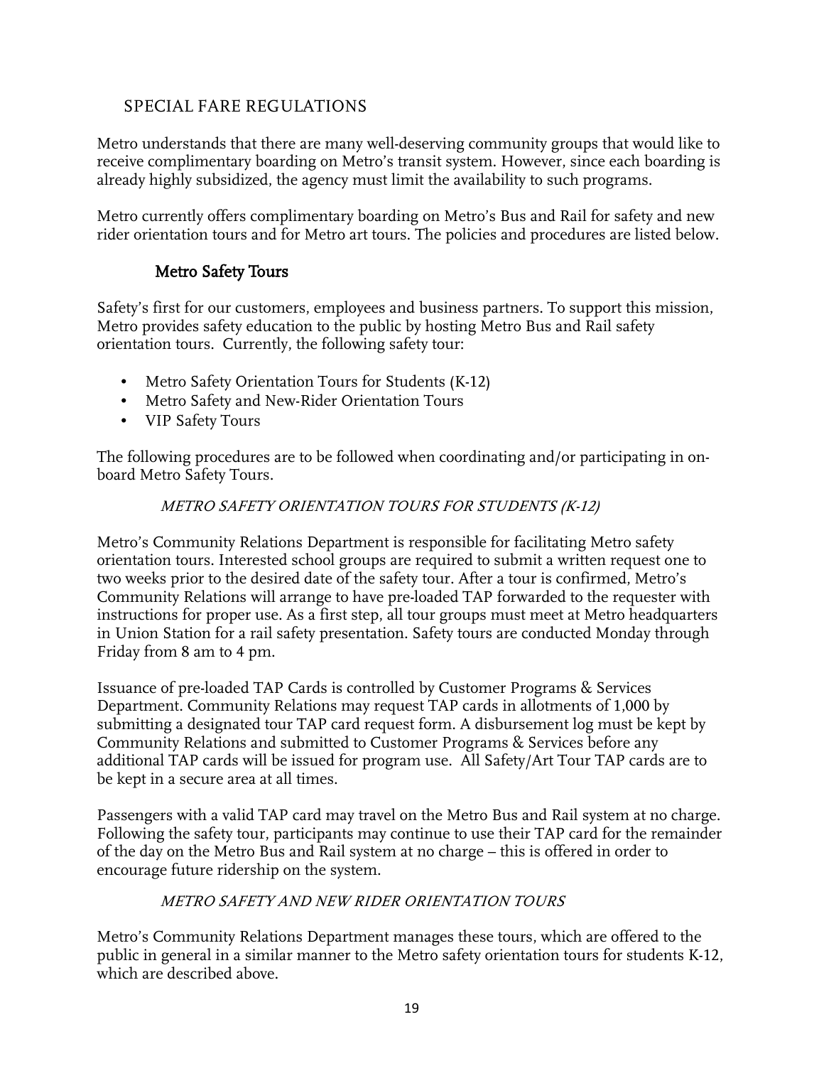## SPECIAL FARE REGULATIONS

Metro understands that there are many well-deserving community groups that would like to receive complimentary boarding on Metro's transit system. However, since each boarding is already highly subsidized, the agency must limit the availability to such programs.

Metro currently offers complimentary boarding on Metro's Bus and Rail for safety and new rider orientation tours and for Metro art tours. The policies and procedures are listed below.

### Metro Safety Tours

Safety's first for our customers, employees and business partners. To support this mission, Metro provides safety education to the public by hosting Metro Bus and Rail safety orientation tours. Currently, the following safety tour:

- Metro Safety Orientation Tours for Students (K-12)
- Metro Safety and New-Rider Orientation Tours
- VIP Safety Tours

The following procedures are to be followed when coordinating and/or participating in on-board Metro Safety Tours.

#### *METRO SAFETY ORIENTATION TOURS FOR STUDENTS (K-12)*

Metro's Community Relations Department is responsible for facilitating Metro safety orientation tours. Interested school groups are required to submit a written request one to two weeks prior to the desired date of the safety tour. After a tour is confirmed, Metro's Community Relations will arrange to have pre-loaded TAP forwarded to the requester with instructions for proper use. As a first step, all tour groups must meet at Metro headquarters in Union Station for a rail safety presentation. Safety tours are conducted Monday through Friday from 8 am to 4 pm.

Issuance of pre-loaded TAP Cards is controlled by Customer Programs & Services Department. Community Relations may request TAP cards in allotments of 1,000 by submitting a designated tour TAP card request form. A disbursement log must be kept by Community Relations and submitted to Customer Programs & Services before any additional TAP cards will be issued for program use. All Safety/Art Tour TAP cards are to be kept in a secure area at all times.

Passengers with a valid TAP card may travel on the Metro Bus and Rail system at no charge. Following the safety tour, participants may continue to use their TAP card for the remainder of the day on the Metro Bus and Rail system at no charge – this is offered in order to encourage future ridership on the system.

#### *METRO SAFETY AND NEW RIDER ORIENTATION TOURS*

Metro's Community Relations Department manages these tours, which are offered to the public in general in a similar manner to the Metro safety orientation tours for students K-12, which are described above.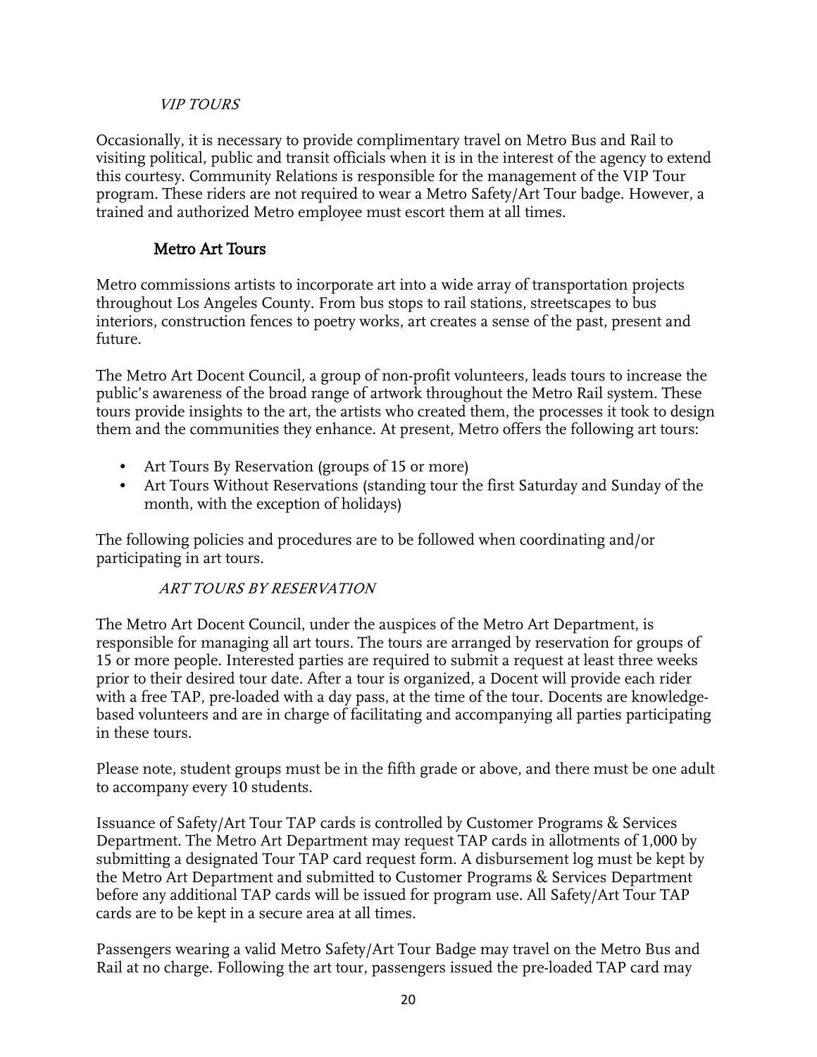*VIP TOURS*

Occasionally, it is necessary to provide complimentary travel on Metro Bus and Rail to visiting political, public and transit officials when it is in the interest of the agency to extend this courtesy. Community Relations is responsible for the management of the VIP Tour program. These riders are not required to wear a Metro Safety/Art Tour badge. However, a trained and authorized Metro employee must escort them at all times.

### Metro Art Tours

Metro commissions artists to incorporate art into a wide array of transportation projects throughout Los Angeles County. From bus stops to rail stations, streetscapes to bus interiors, construction fences to poetry works, art creates a sense of the past, present and future.

The Metro Art Docent Council, a group of non-profit volunteers, leads tours to increase the public's awareness of the broad range of artwork throughout the Metro Rail system. These tours provide insights to the art, the artists who created them, the processes it took to design them and the communities they enhance. At present, Metro offers the following art tours:

- Art Tours By Reservation (groups of 15 or more)
- Art Tours Without Reservations (standing tour the first Saturday and Sunday of the month, with the exception of holidays)

The following policies and procedures are to be followed when coordinating and/or participating in art tours.

*ART TOURS BY RESERVATION*

The Metro Art Docent Council, under the auspices of the Metro Art Department, is responsible for managing all art tours. The tours are arranged by reservation for groups of 15 or more people. Interested parties are required to submit a request at least three weeks prior to their desired tour date. After a tour is organized, a Docent will provide each rider with a free TAP, pre-loaded with a day pass, at the time of the tour. Docents are knowledge-based volunteers and are in charge of facilitating and accompanying all parties participating in these tours.

Please note, student groups must be in the fifth grade or above, and there must be one adult to accompany every 10 students.

Issuance of Safety/Art Tour TAP cards is controlled by Customer Programs & Services Department. The Metro Art Department may request TAP cards in allotments of 1,000 by submitting a designated Tour TAP card request form. A disbursement log must be kept by the Metro Art Department and submitted to Customer Programs & Services Department before any additional TAP cards will be issued for program use. All Safety/Art Tour TAP cards are to be kept in a secure area at all times.

Passengers wearing a valid Metro Safety/Art Tour Badge may travel on the Metro Bus and Rail at no charge. Following the art tour, passengers issued the pre-loaded TAP card may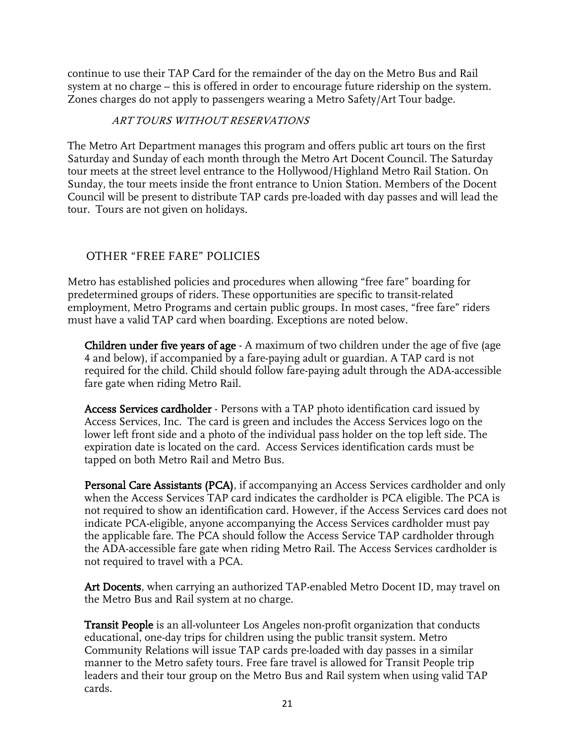continue to use their TAP Card for the remainder of the day on the Metro Bus and Rail system at no charge – this is offered in order to encourage future ridership on the system. Zones charges do not apply to passengers wearing a Metro Safety/Art Tour badge.

### *ART TOURS WITHOUT RESERVATIONS*

The Metro Art Department manages this program and offers public art tours on the first Saturday and Sunday of each month through the Metro Art Docent Council. The Saturday tour meets at the street level entrance to the Hollywood/Highland Metro Rail Station. On Sunday, the tour meets inside the front entrance to Union Station. Members of the Docent Council will be present to distribute TAP cards pre-loaded with day passes and will lead the tour. Tours are not given on holidays.

## OTHER "FREE FARE" POLICIES

Metro has established policies and procedures when allowing "free fare" boarding for predetermined groups of riders. These opportunities are specific to transit-related employment, Metro Programs and certain public groups. In most cases, "free fare" riders must have a valid TAP card when boarding. Exceptions are noted below.

**Children under five years of age** - A maximum of two children under the age of five (age 4 and below), if accompanied by a fare-paying adult or guardian. A TAP card is not required for the child. Child should follow fare-paying adult through the ADA-accessible fare gate when riding Metro Rail.

**Access Services cardholder** - Persons with a TAP photo identification card issued by Access Services, Inc. The card is green and includes the Access Services logo on the lower left front side and a photo of the individual pass holder on the top left side. The expiration date is located on the card. Access Services identification cards must be tapped on both Metro Rail and Metro Bus.

**Personal Care Assistants (PCA)**, if accompanying an Access Services cardholder and only when the Access Services TAP card indicates the cardholder is PCA eligible. The PCA is not required to show an identification card. However, if the Access Services card does not indicate PCA-eligible, anyone accompanying the Access Services cardholder must pay the applicable fare. The PCA should follow the Access Service TAP cardholder through the ADA-accessible fare gate when riding Metro Rail. The Access Services cardholder is not required to travel with a PCA.

**Art Docents**, when carrying an authorized TAP-enabled Metro Docent ID, may travel on the Metro Bus and Rail system at no charge.

**Transit People** is an all-volunteer Los Angeles non-profit organization that conducts educational, one-day trips for children using the public transit system. Metro Community Relations will issue TAP cards pre-loaded with day passes in a similar manner to the Metro safety tours. Free fare travel is allowed for Transit People trip leaders and their tour group on the Metro Bus and Rail system when using valid TAP cards.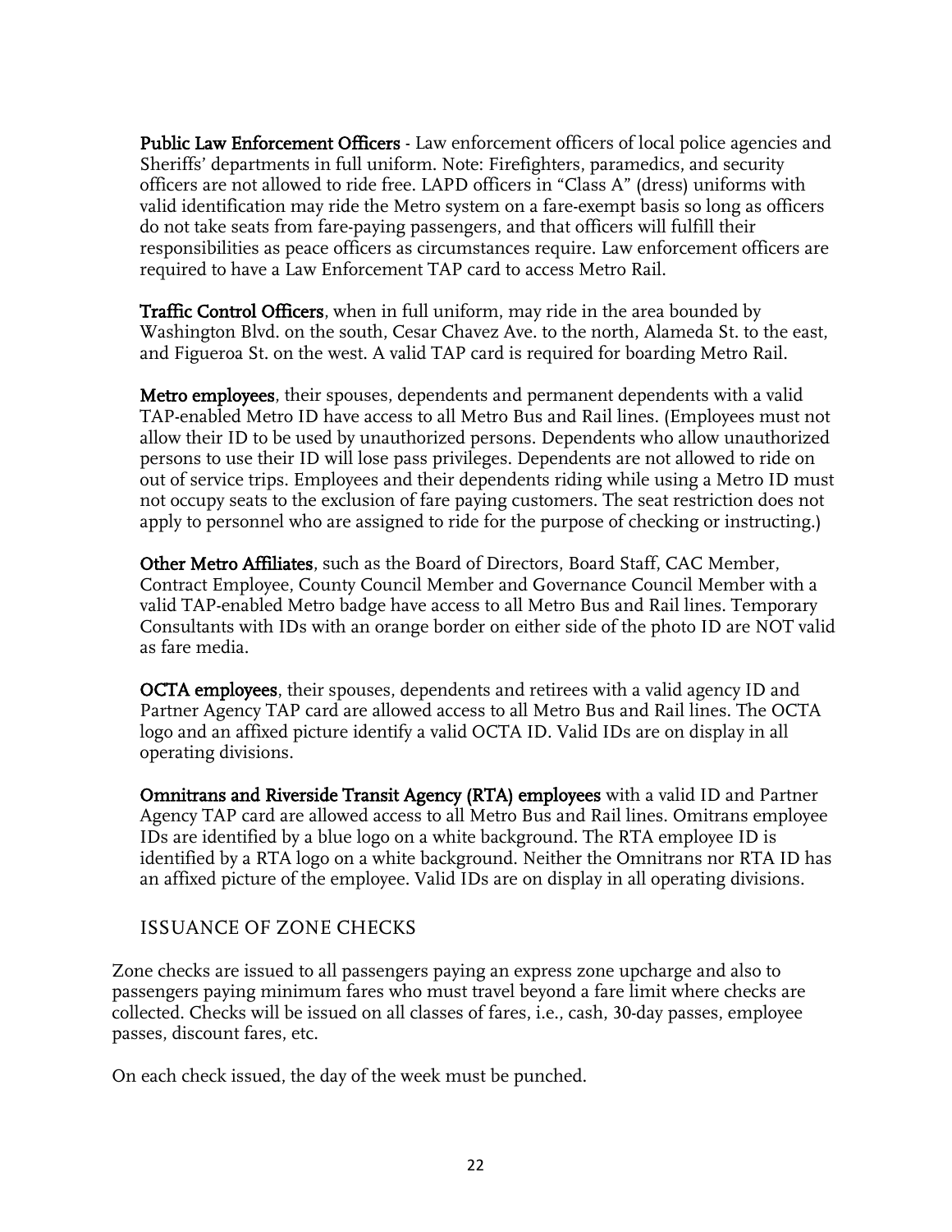**Public Law Enforcement Officers** - Law enforcement officers of local police agencies and Sheriffs' departments in full uniform. Note: Firefighters, paramedics, and security officers are not allowed to ride free. LAPD officers in "Class A" (dress) uniforms with valid identification may ride the Metro system on a fare-exempt basis so long as officers do not take seats from fare-paying passengers, and that officers will fulfill their responsibilities as peace officers as circumstances require. Law enforcement officers are required to have a Law Enforcement TAP card to access Metro Rail.

**Traffic Control Officers**, when in full uniform, may ride in the area bounded by Washington Blvd. on the south, Cesar Chavez Ave. to the north, Alameda St. to the east, and Figueroa St. on the west. A valid TAP card is required for boarding Metro Rail.

**Metro employees**, their spouses, dependents and permanent dependents with a valid TAP-enabled Metro ID have access to all Metro Bus and Rail lines. (Employees must not allow their ID to be used by unauthorized persons. Dependents who allow unauthorized persons to use their ID will lose pass privileges. Dependents are not allowed to ride on out of service trips. Employees and their dependents riding while using a Metro ID must not occupy seats to the exclusion of fare paying customers. The seat restriction does not apply to personnel who are assigned to ride for the purpose of checking or instructing.)

**Other Metro Affiliates**, such as the Board of Directors, Board Staff, CAC Member, Contract Employee, County Council Member and Governance Council Member with a valid TAP-enabled Metro badge have access to all Metro Bus and Rail lines. Temporary Consultants with IDs with an orange border on either side of the photo ID are NOT valid as fare media.

**OCTA employees**, their spouses, dependents and retirees with a valid agency ID and Partner Agency TAP card are allowed access to all Metro Bus and Rail lines. The OCTA logo and an affixed picture identify a valid OCTA ID. Valid IDs are on display in all operating divisions.

**Omnitrans and Riverside Transit Agency (RTA) employees** with a valid ID and Partner Agency TAP card are allowed access to all Metro Bus and Rail lines. Omitrans employee IDs are identified by a blue logo on a white background. The RTA employee ID is identified by a RTA logo on a white background. Neither the Omnitrans nor RTA ID has an affixed picture of the employee. Valid IDs are on display in all operating divisions.

## ISSUANCE OF ZONE CHECKS

Zone checks are issued to all passengers paying an express zone upcharge and also to passengers paying minimum fares who must travel beyond a fare limit where checks are collected. Checks will be issued on all classes of fares, i.e., cash, 30-day passes, employee passes, discount fares, etc.

On each check issued, the day of the week must be punched.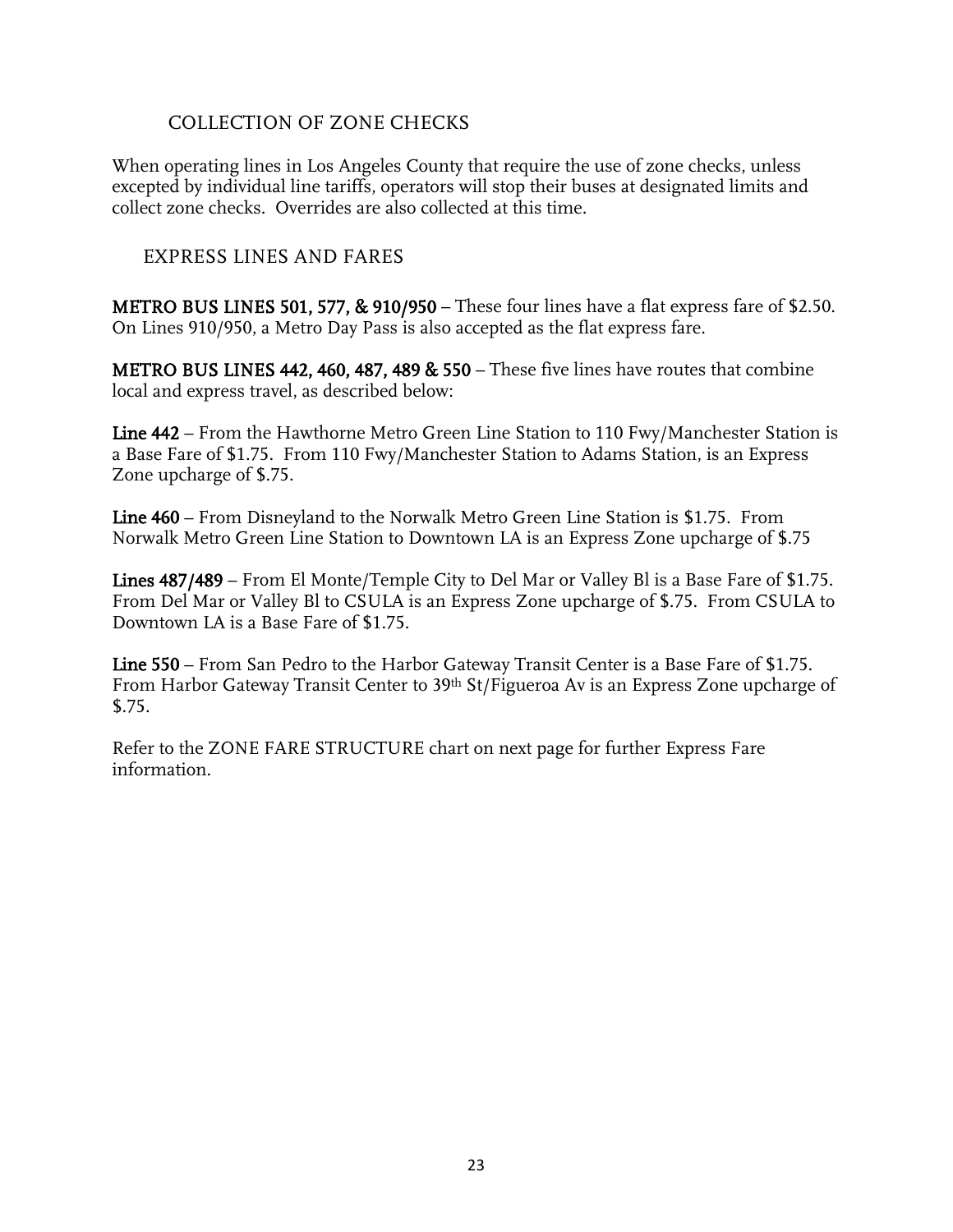## COLLECTION OF ZONE CHECKS

When operating lines in Los Angeles County that require the use of zone checks, unless excepted by individual line tariffs, operators will stop their buses at designated limits and collect zone checks. Overrides are also collected at this time.

## EXPRESS LINES AND FARES

**METRO BUS LINES 501, 577, & 910/950** – These four lines have a flat express fare of $2.50. On Lines 910/950, a Metro Day Pass is also accepted as the flat express fare.

**METRO BUS LINES 442, 460, 487, 489 & 550** – These five lines have routes that combine local and express travel, as described below:

**Line 442** – From the Hawthorne Metro Green Line Station to 110 Fwy/Manchester Station is a Base Fare of $1.75. From 110 Fwy/Manchester Station to Adams Station, is an Express Zone upcharge of $.75.

**Line 460** – From Disneyland to the Norwalk Metro Green Line Station is $1.75. From Norwalk Metro Green Line Station to Downtown LA is an Express Zone upcharge of $.75

**Lines 487/489** – From El Monte/Temple City to Del Mar or Valley Bl is a Base Fare of $1.75. From Del Mar or Valley Bl to CSULA is an Express Zone upcharge of $.75. From CSULA to Downtown LA is a Base Fare of $1.75.

**Line 550** – From San Pedro to the Harbor Gateway Transit Center is a Base Fare of $1.75. From Harbor Gateway Transit Center to 39th St/Figueroa Av is an Express Zone upcharge of $.75.

Refer to the ZONE FARE STRUCTURE chart on next page for further Express Fare information.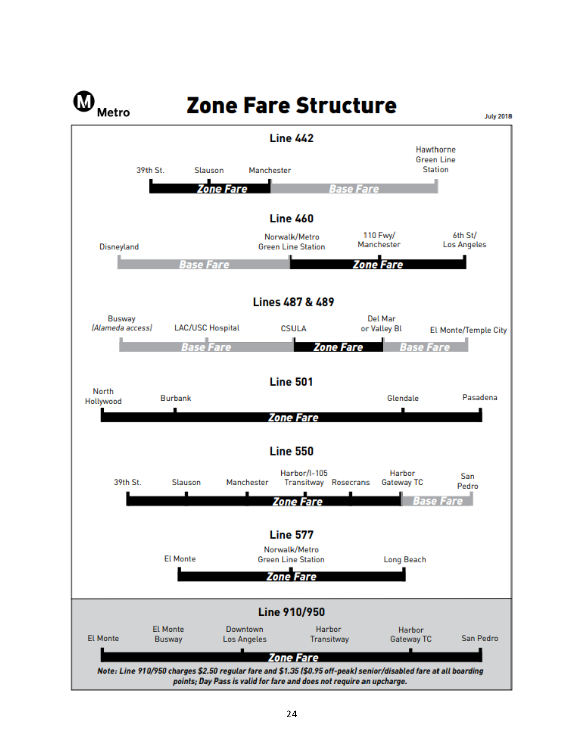# Metro Zone Fare Structure

July 2018

### Line 442

39th St. — Slauson — Manchester — Hawthorne Green Line Station

- 39th St. to Manchester: **Zone Fare**
- Manchester to Hawthorne Green Line Station: **Base Fare**

### Line 460

Disneyland — Norwalk/Metro Green Line Station — 110 Fwy/ Manchester — 6th St/ Los Angeles

- Disneyland to Norwalk/Metro Green Line Station: **Base Fare**
- Norwalk/Metro Green Line Station to 6th St/ Los Angeles: **Zone Fare**

### Lines 487 & 489

Busway *(Alameda access)* — LAC/USC Hospital — CSULA — Del Mar or Valley Bl — El Monte/Temple City

- Busway to CSULA: **Base Fare**
- CSULA to Del Mar or Valley Bl: **Zone Fare**
- Del Mar or Valley Bl to El Monte/Temple City: **Base Fare**

### Line 501

North Hollywood — Burbank — Glendale — Pasadena

- North Hollywood to Pasadena: **Zone Fare**

### Line 550

39th St. — Slauson — Manchester — Harbor/I-105 Transitway — Rosecrans — Harbor Gateway TC — San Pedro

- 39th St. to Harbor Gateway TC: **Zone Fare**
- Harbor Gateway TC to San Pedro: **Base Fare**

### Line 577

El Monte — Norwalk/Metro Green Line Station — Long Beach

- El Monte to Long Beach: **Zone Fare**

### Line 910/950

El Monte — El Monte Busway — Downtown Los Angeles — Harbor Transitway — Harbor Gateway TC — San Pedro

- El Monte to San Pedro: **Zone Fare**

***Note: Line 910/950 charges $2.50 regular fare and $1.35 ($0.95 off-peak) senior/disabled fare at all boarding points; Day Pass is valid for fare and does not require an upcharge.***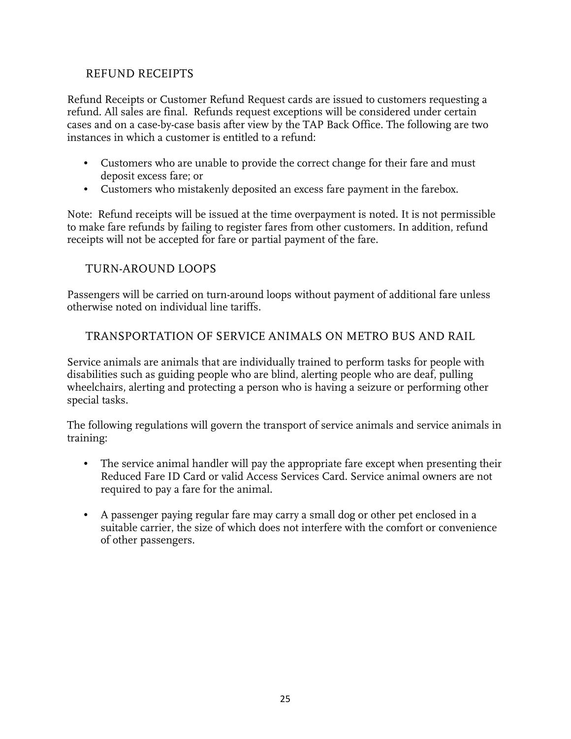## REFUND RECEIPTS

Refund Receipts or Customer Refund Request cards are issued to customers requesting a refund. All sales are final. Refunds request exceptions will be considered under certain cases and on a case-by-case basis after view by the TAP Back Office. The following are two instances in which a customer is entitled to a refund:

- Customers who are unable to provide the correct change for their fare and must deposit excess fare; or
- Customers who mistakenly deposited an excess fare payment in the farebox.

Note: Refund receipts will be issued at the time overpayment is noted. It is not permissible to make fare refunds by failing to register fares from other customers. In addition, refund receipts will not be accepted for fare or partial payment of the fare.

## TURN-AROUND LOOPS

Passengers will be carried on turn-around loops without payment of additional fare unless otherwise noted on individual line tariffs.

## TRANSPORTATION OF SERVICE ANIMALS ON METRO BUS AND RAIL

Service animals are animals that are individually trained to perform tasks for people with disabilities such as guiding people who are blind, alerting people who are deaf, pulling wheelchairs, alerting and protecting a person who is having a seizure or performing other special tasks.

The following regulations will govern the transport of service animals and service animals in training:

- The service animal handler will pay the appropriate fare except when presenting their Reduced Fare ID Card or valid Access Services Card. Service animal owners are not required to pay a fare for the animal.

- A passenger paying regular fare may carry a small dog or other pet enclosed in a suitable carrier, the size of which does not interfere with the comfort or convenience of other passengers.